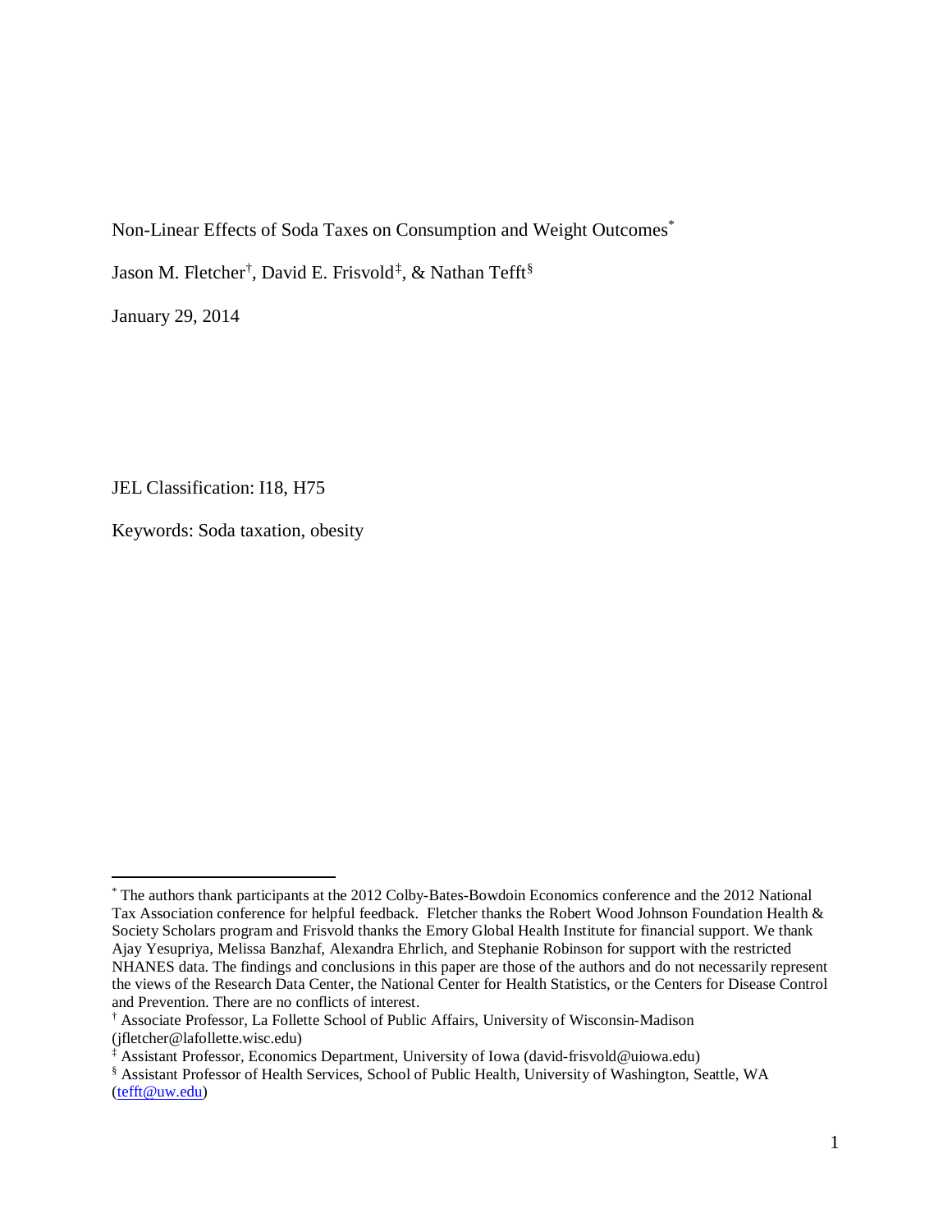# Non-Linear Effects of Soda Taxes on Consumption and Weight Outcomes[*]

Jason M. Fletcher[†], David E. Frisvold[‡], & Nathan Tefft[§]

January 29, 2014

JEL Classification: I18, H75

Keywords: Soda taxation, obesity

---

[*] The authors thank participants at the 2012 Colby-Bates-Bowdoin Economics conference and the 2012 National Tax Association conference for helpful feedback. Fletcher thanks the Robert Wood Johnson Foundation Health & Society Scholars program and Frisvold thanks the Emory Global Health Institute for financial support. We thank Ajay Yesupriya, Melissa Banzhaf, Alexandra Ehrlich, and Stephanie Robinson for support with the restricted NHANES data. The findings and conclusions in this paper are those of the authors and do not necessarily represent the views of the Research Data Center, the National Center for Health Statistics, or the Centers for Disease Control and Prevention. There are no conflicts of interest.

[†] Associate Professor, La Follette School of Public Affairs, University of Wisconsin-Madison (jfletcher@lafollette.wisc.edu)

[‡] Assistant Professor, Economics Department, University of Iowa (david-frisvold@uiowa.edu)

[§] Assistant Professor of Health Services, School of Public Health, University of Washington, Seattle, WA (tefft@uw.edu)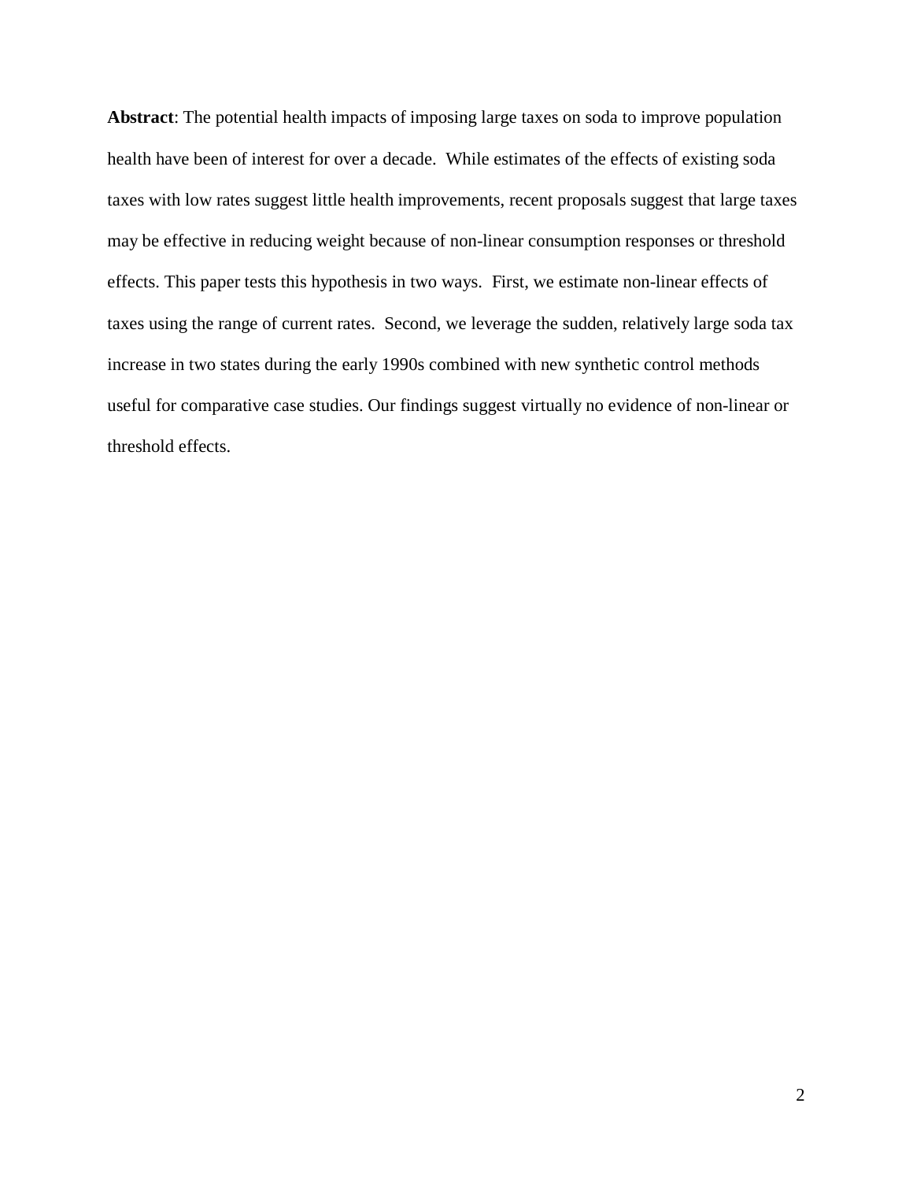**Abstract**: The potential health impacts of imposing large taxes on soda to improve population health have been of interest for over a decade. While estimates of the effects of existing soda taxes with low rates suggest little health improvements, recent proposals suggest that large taxes may be effective in reducing weight because of non-linear consumption responses or threshold effects. This paper tests this hypothesis in two ways. First, we estimate non-linear effects of taxes using the range of current rates. Second, we leverage the sudden, relatively large soda tax increase in two states during the early 1990s combined with new synthetic control methods useful for comparative case studies. Our findings suggest virtually no evidence of non-linear or threshold effects.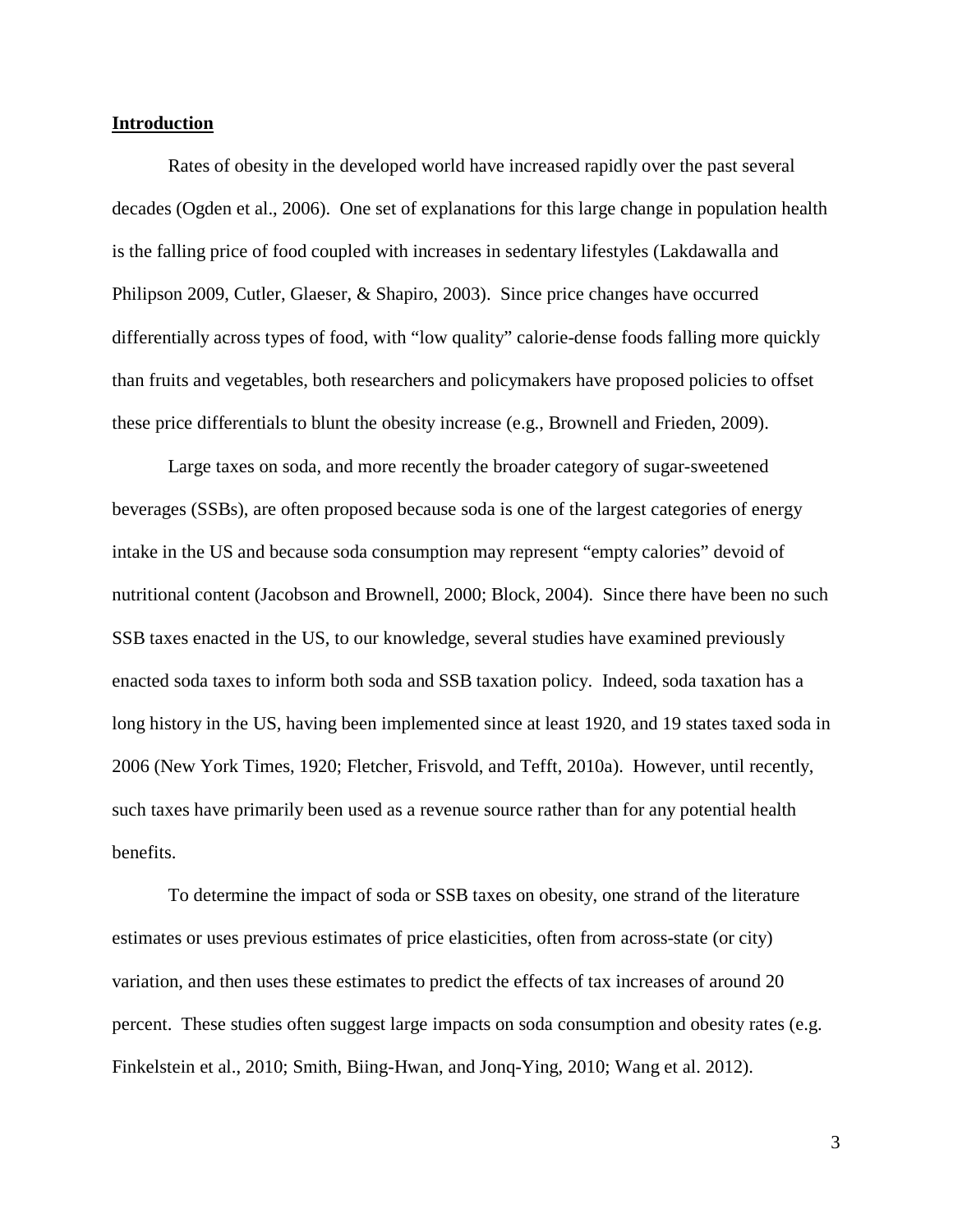## Introduction

Rates of obesity in the developed world have increased rapidly over the past several decades (Ogden et al., 2006). One set of explanations for this large change in population health is the falling price of food coupled with increases in sedentary lifestyles (Lakdawalla and Philipson 2009, Cutler, Glaeser, & Shapiro, 2003). Since price changes have occurred differentially across types of food, with "low quality" calorie-dense foods falling more quickly than fruits and vegetables, both researchers and policymakers have proposed policies to offset these price differentials to blunt the obesity increase (e.g., Brownell and Frieden, 2009).

Large taxes on soda, and more recently the broader category of sugar-sweetened beverages (SSBs), are often proposed because soda is one of the largest categories of energy intake in the US and because soda consumption may represent "empty calories" devoid of nutritional content (Jacobson and Brownell, 2000; Block, 2004). Since there have been no such SSB taxes enacted in the US, to our knowledge, several studies have examined previously enacted soda taxes to inform both soda and SSB taxation policy. Indeed, soda taxation has a long history in the US, having been implemented since at least 1920, and 19 states taxed soda in 2006 (New York Times, 1920; Fletcher, Frisvold, and Tefft, 2010a). However, until recently, such taxes have primarily been used as a revenue source rather than for any potential health benefits.

To determine the impact of soda or SSB taxes on obesity, one strand of the literature estimates or uses previous estimates of price elasticities, often from across-state (or city) variation, and then uses these estimates to predict the effects of tax increases of around 20 percent. These studies often suggest large impacts on soda consumption and obesity rates (e.g. Finkelstein et al., 2010; Smith, Biing-Hwan, and Jonq-Ying, 2010; Wang et al. 2012).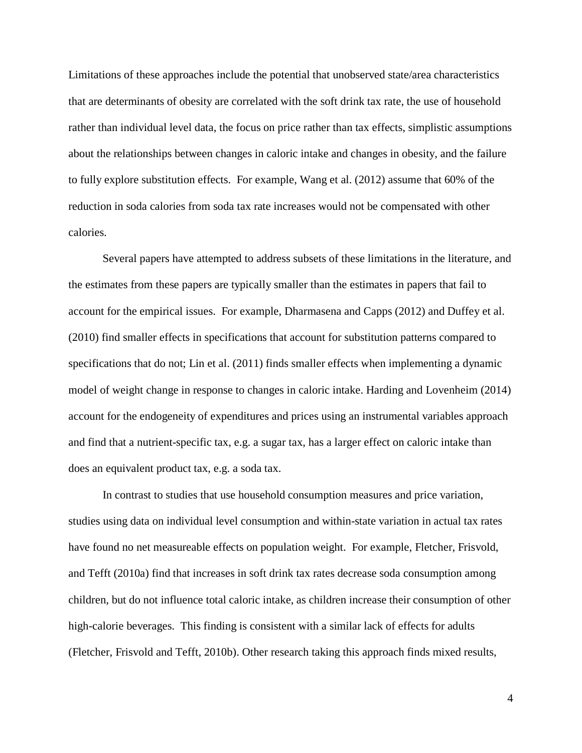Limitations of these approaches include the potential that unobserved state/area characteristics that are determinants of obesity are correlated with the soft drink tax rate, the use of household rather than individual level data, the focus on price rather than tax effects, simplistic assumptions about the relationships between changes in caloric intake and changes in obesity, and the failure to fully explore substitution effects. For example, Wang et al. (2012) assume that 60% of the reduction in soda calories from soda tax rate increases would not be compensated with other calories.

Several papers have attempted to address subsets of these limitations in the literature, and the estimates from these papers are typically smaller than the estimates in papers that fail to account for the empirical issues. For example, Dharmasena and Capps (2012) and Duffey et al. (2010) find smaller effects in specifications that account for substitution patterns compared to specifications that do not; Lin et al. (2011) finds smaller effects when implementing a dynamic model of weight change in response to changes in caloric intake. Harding and Lovenheim (2014) account for the endogeneity of expenditures and prices using an instrumental variables approach and find that a nutrient-specific tax, e.g. a sugar tax, has a larger effect on caloric intake than does an equivalent product tax, e.g. a soda tax.

In contrast to studies that use household consumption measures and price variation, studies using data on individual level consumption and within-state variation in actual tax rates have found no net measureable effects on population weight. For example, Fletcher, Frisvold, and Tefft (2010a) find that increases in soft drink tax rates decrease soda consumption among children, but do not influence total caloric intake, as children increase their consumption of other high-calorie beverages. This finding is consistent with a similar lack of effects for adults (Fletcher, Frisvold and Tefft, 2010b). Other research taking this approach finds mixed results,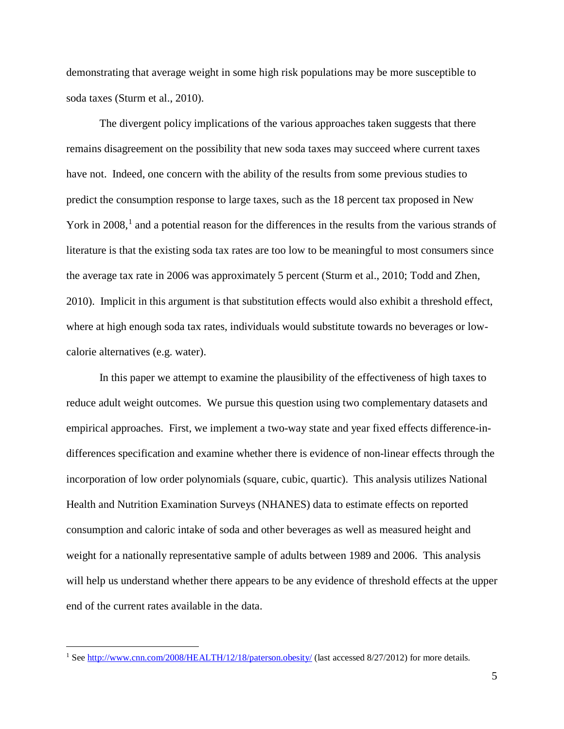demonstrating that average weight in some high risk populations may be more susceptible to soda taxes (Sturm et al., 2010).

The divergent policy implications of the various approaches taken suggests that there remains disagreement on the possibility that new soda taxes may succeed where current taxes have not. Indeed, one concern with the ability of the results from some previous studies to predict the consumption response to large taxes, such as the 18 percent tax proposed in New York in 2008,[1] and a potential reason for the differences in the results from the various strands of literature is that the existing soda tax rates are too low to be meaningful to most consumers since the average tax rate in 2006 was approximately 5 percent (Sturm et al., 2010; Todd and Zhen, 2010). Implicit in this argument is that substitution effects would also exhibit a threshold effect, where at high enough soda tax rates, individuals would substitute towards no beverages or low-calorie alternatives (e.g. water).

In this paper we attempt to examine the plausibility of the effectiveness of high taxes to reduce adult weight outcomes. We pursue this question using two complementary datasets and empirical approaches. First, we implement a two-way state and year fixed effects difference-in-differences specification and examine whether there is evidence of non-linear effects through the incorporation of low order polynomials (square, cubic, quartic). This analysis utilizes National Health and Nutrition Examination Surveys (NHANES) data to estimate effects on reported consumption and caloric intake of soda and other beverages as well as measured height and weight for a nationally representative sample of adults between 1989 and 2006. This analysis will help us understand whether there appears to be any evidence of threshold effects at the upper end of the current rates available in the data.

---

[1] See http://www.cnn.com/2008/HEALTH/12/18/paterson.obesity/ (last accessed 8/27/2012) for more details.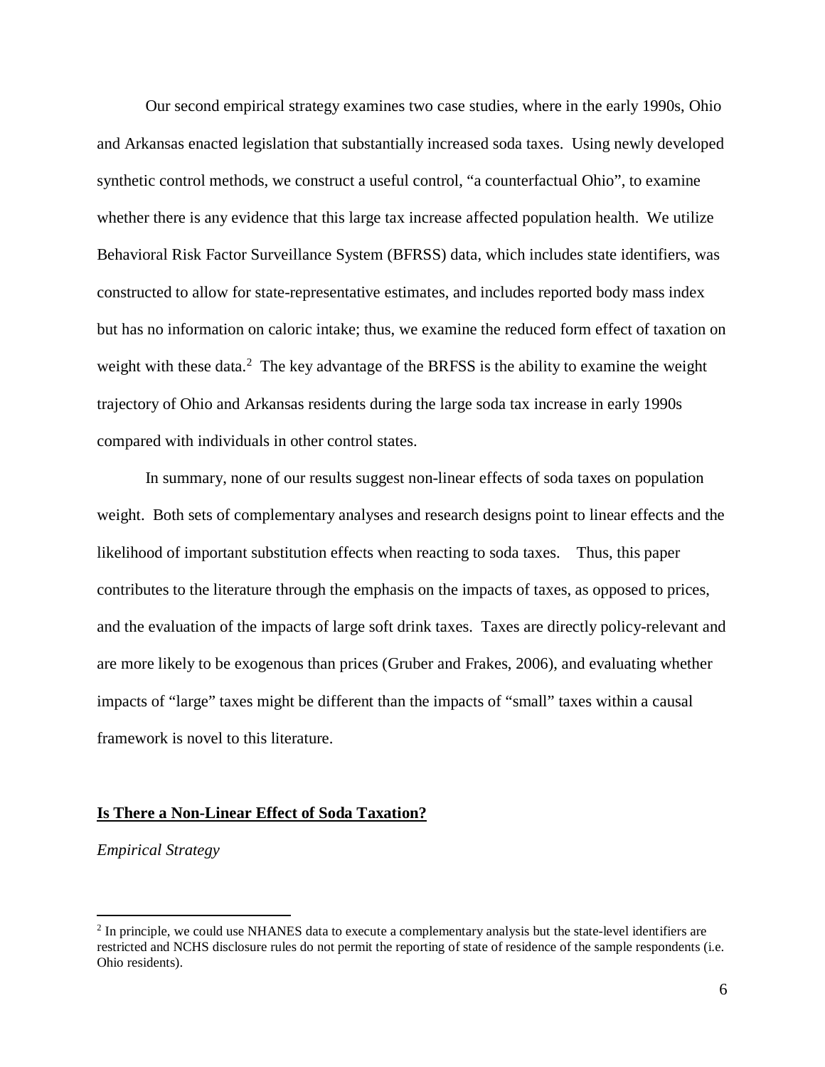Our second empirical strategy examines two case studies, where in the early 1990s, Ohio and Arkansas enacted legislation that substantially increased soda taxes. Using newly developed synthetic control methods, we construct a useful control, "a counterfactual Ohio", to examine whether there is any evidence that this large tax increase affected population health. We utilize Behavioral Risk Factor Surveillance System (BFRSS) data, which includes state identifiers, was constructed to allow for state-representative estimates, and includes reported body mass index but has no information on caloric intake; thus, we examine the reduced form effect of taxation on weight with these data.[2] The key advantage of the BRFSS is the ability to examine the weight trajectory of Ohio and Arkansas residents during the large soda tax increase in early 1990s compared with individuals in other control states.

In summary, none of our results suggest non-linear effects of soda taxes on population weight. Both sets of complementary analyses and research designs point to linear effects and the likelihood of important substitution effects when reacting to soda taxes. Thus, this paper contributes to the literature through the emphasis on the impacts of taxes, as opposed to prices, and the evaluation of the impacts of large soft drink taxes. Taxes are directly policy-relevant and are more likely to be exogenous than prices (Gruber and Frakes, 2006), and evaluating whether impacts of "large" taxes might be different than the impacts of "small" taxes within a causal framework is novel to this literature.

## **Is There a Non-Linear Effect of Soda Taxation?**

*Empirical Strategy*

[2] In principle, we could use NHANES data to execute a complementary analysis but the state-level identifiers are restricted and NCHS disclosure rules do not permit the reporting of state of residence of the sample respondents (i.e. Ohio residents).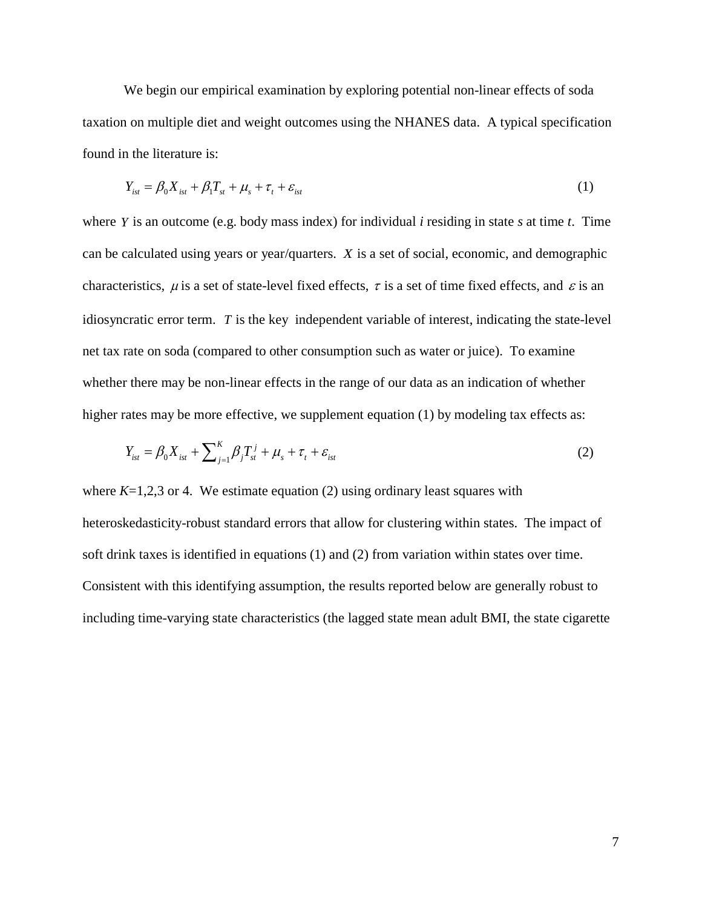We begin our empirical examination by exploring potential non-linear effects of soda taxation on multiple diet and weight outcomes using the NHANES data. A typical specification found in the literature is:

$$Y_{ist} = \beta_0 X_{ist} + \beta_1 T_{st} + \mu_s + \tau_t + \varepsilon_{ist} \tag{1}$$

where $Y$ is an outcome (e.g. body mass index) for individual *i* residing in state *s* at time *t*. Time can be calculated using years or year/quarters. $X$ is a set of social, economic, and demographic characteristics, $\mu$ is a set of state-level fixed effects, $\tau$ is a set of time fixed effects, and $\varepsilon$ is an idiosyncratic error term. $T$ is the key independent variable of interest, indicating the state-level net tax rate on soda (compared to other consumption such as water or juice). To examine whether there may be non-linear effects in the range of our data as an indication of whether higher rates may be more effective, we supplement equation (1) by modeling tax effects as:

$$Y_{ist} = \beta_0 X_{ist} + \sum_{j=1}^{K} \beta_j T_{st}^{j} + \mu_s + \tau_t + \varepsilon_{ist} \tag{2}$$

where $K$=1,2,3 or 4. We estimate equation (2) using ordinary least squares with heteroskedasticity-robust standard errors that allow for clustering within states. The impact of soft drink taxes is identified in equations (1) and (2) from variation within states over time. Consistent with this identifying assumption, the results reported below are generally robust to including time-varying state characteristics (the lagged state mean adult BMI, the state cigarette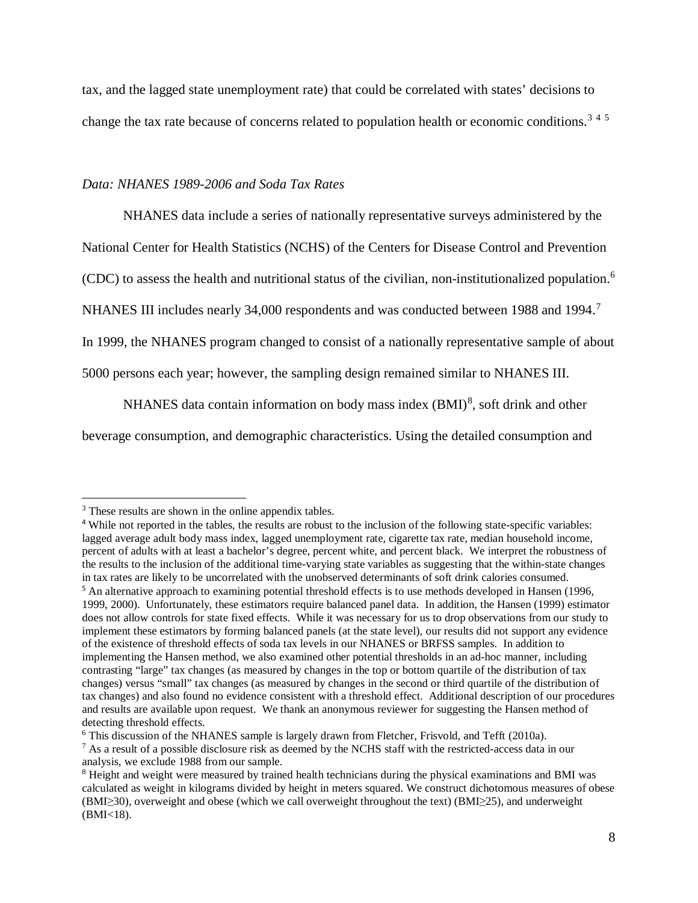tax, and the lagged state unemployment rate) that could be correlated with states' decisions to change the tax rate because of concerns related to population health or economic conditions.[3] [4] [5]

*Data: NHANES 1989-2006 and Soda Tax Rates*

NHANES data include a series of nationally representative surveys administered by the National Center for Health Statistics (NCHS) of the Centers for Disease Control and Prevention (CDC) to assess the health and nutritional status of the civilian, non-institutionalized population.[6] NHANES III includes nearly 34,000 respondents and was conducted between 1988 and 1994.[7] In 1999, the NHANES program changed to consist of a nationally representative sample of about 5000 persons each year; however, the sampling design remained similar to NHANES III.

NHANES data contain information on body mass index (BMI)[8], soft drink and other beverage consumption, and demographic characteristics. Using the detailed consumption and

---

[3] These results are shown in the online appendix tables.

[4] While not reported in the tables, the results are robust to the inclusion of the following state-specific variables: lagged average adult body mass index, lagged unemployment rate, cigarette tax rate, median household income, percent of adults with at least a bachelor's degree, percent white, and percent black. We interpret the robustness of the results to the inclusion of the additional time-varying state variables as suggesting that the within-state changes in tax rates are likely to be uncorrelated with the unobserved determinants of soft drink calories consumed.

[5] An alternative approach to examining potential threshold effects is to use methods developed in Hansen (1996, 1999, 2000). Unfortunately, these estimators require balanced panel data. In addition, the Hansen (1999) estimator does not allow controls for state fixed effects. While it was necessary for us to drop observations from our study to implement these estimators by forming balanced panels (at the state level), our results did not support any evidence of the existence of threshold effects of soda tax levels in our NHANES or BRFSS samples. In addition to implementing the Hansen method, we also examined other potential thresholds in an ad-hoc manner, including contrasting "large" tax changes (as measured by changes in the top or bottom quartile of the distribution of tax changes) versus "small" tax changes (as measured by changes in the second or third quartile of the distribution of tax changes) and also found no evidence consistent with a threshold effect. Additional description of our procedures and results are available upon request. We thank an anonymous reviewer for suggesting the Hansen method of detecting threshold effects.

[6] This discussion of the NHANES sample is largely drawn from Fletcher, Frisvold, and Tefft (2010a).

[7] As a result of a possible disclosure risk as deemed by the NCHS staff with the restricted-access data in our analysis, we exclude 1988 from our sample.

[8] Height and weight were measured by trained health technicians during the physical examinations and BMI was calculated as weight in kilograms divided by height in meters squared. We construct dichotomous measures of obese ($BMI \geq 30$), overweight and obese (which we call overweight throughout the text) ($BMI \geq 25$), and underweight ($BMI < 18$).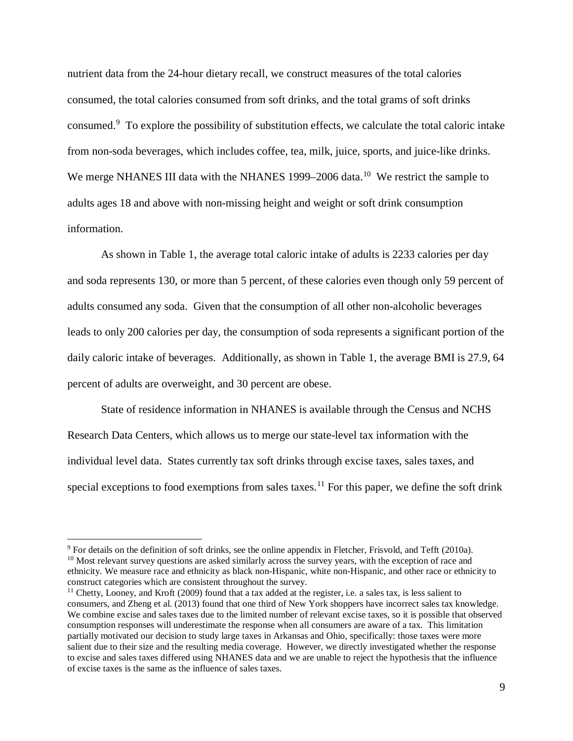nutrient data from the 24-hour dietary recall, we construct measures of the total calories consumed, the total calories consumed from soft drinks, and the total grams of soft drinks consumed.[9] To explore the possibility of substitution effects, we calculate the total caloric intake from non-soda beverages, which includes coffee, tea, milk, juice, sports, and juice-like drinks. We merge NHANES III data with the NHANES 1999–2006 data.[10] We restrict the sample to adults ages 18 and above with non-missing height and weight or soft drink consumption information.

As shown in Table 1, the average total caloric intake of adults is 2233 calories per day and soda represents 130, or more than 5 percent, of these calories even though only 59 percent of adults consumed any soda. Given that the consumption of all other non-alcoholic beverages leads to only 200 calories per day, the consumption of soda represents a significant portion of the daily caloric intake of beverages. Additionally, as shown in Table 1, the average BMI is 27.9, 64 percent of adults are overweight, and 30 percent are obese.

State of residence information in NHANES is available through the Census and NCHS Research Data Centers, which allows us to merge our state-level tax information with the individual level data. States currently tax soft drinks through excise taxes, sales taxes, and special exceptions to food exemptions from sales taxes.[11] For this paper, we define the soft drink

---

[9] For details on the definition of soft drinks, see the online appendix in Fletcher, Frisvold, and Tefft (2010a).

[10] Most relevant survey questions are asked similarly across the survey years, with the exception of race and ethnicity. We measure race and ethnicity as black non-Hispanic, white non-Hispanic, and other race or ethnicity to construct categories which are consistent throughout the survey.

[11] Chetty, Looney, and Kroft (2009) found that a tax added at the register, i.e. a sales tax, is less salient to consumers, and Zheng et al. (2013) found that one third of New York shoppers have incorrect sales tax knowledge. We combine excise and sales taxes due to the limited number of relevant excise taxes, so it is possible that observed consumption responses will underestimate the response when all consumers are aware of a tax. This limitation partially motivated our decision to study large taxes in Arkansas and Ohio, specifically: those taxes were more salient due to their size and the resulting media coverage. However, we directly investigated whether the response to excise and sales taxes differed using NHANES data and we are unable to reject the hypothesis that the influence of excise taxes is the same as the influence of sales taxes.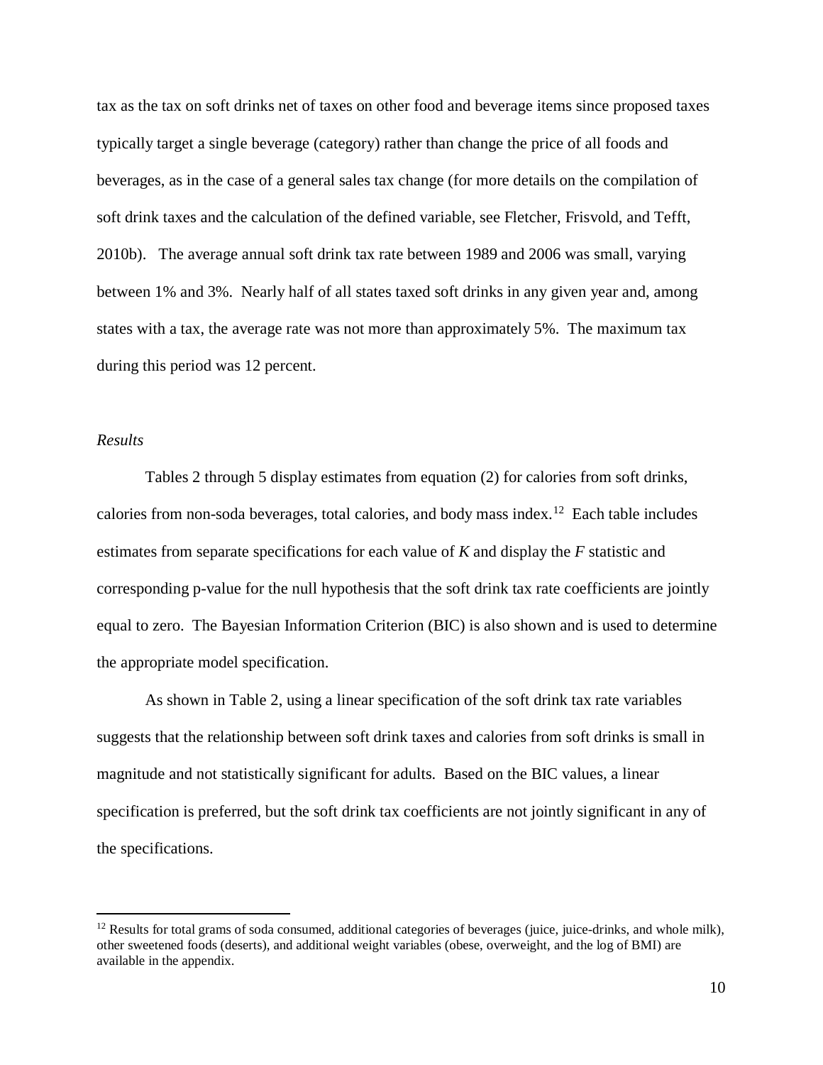tax as the tax on soft drinks net of taxes on other food and beverage items since proposed taxes typically target a single beverage (category) rather than change the price of all foods and beverages, as in the case of a general sales tax change (for more details on the compilation of soft drink taxes and the calculation of the defined variable, see Fletcher, Frisvold, and Tefft, 2010b). The average annual soft drink tax rate between 1989 and 2006 was small, varying between 1% and 3%. Nearly half of all states taxed soft drinks in any given year and, among states with a tax, the average rate was not more than approximately 5%. The maximum tax during this period was 12 percent.

*Results*

Tables 2 through 5 display estimates from equation (2) for calories from soft drinks, calories from non-soda beverages, total calories, and body mass index.[12] Each table includes estimates from separate specifications for each value of *K* and display the *F* statistic and corresponding p-value for the null hypothesis that the soft drink tax rate coefficients are jointly equal to zero. The Bayesian Information Criterion (BIC) is also shown and is used to determine the appropriate model specification.

As shown in Table 2, using a linear specification of the soft drink tax rate variables suggests that the relationship between soft drink taxes and calories from soft drinks is small in magnitude and not statistically significant for adults. Based on the BIC values, a linear specification is preferred, but the soft drink tax coefficients are not jointly significant in any of the specifications.

[12] Results for total grams of soda consumed, additional categories of beverages (juice, juice-drinks, and whole milk), other sweetened foods (deserts), and additional weight variables (obese, overweight, and the log of BMI) are available in the appendix.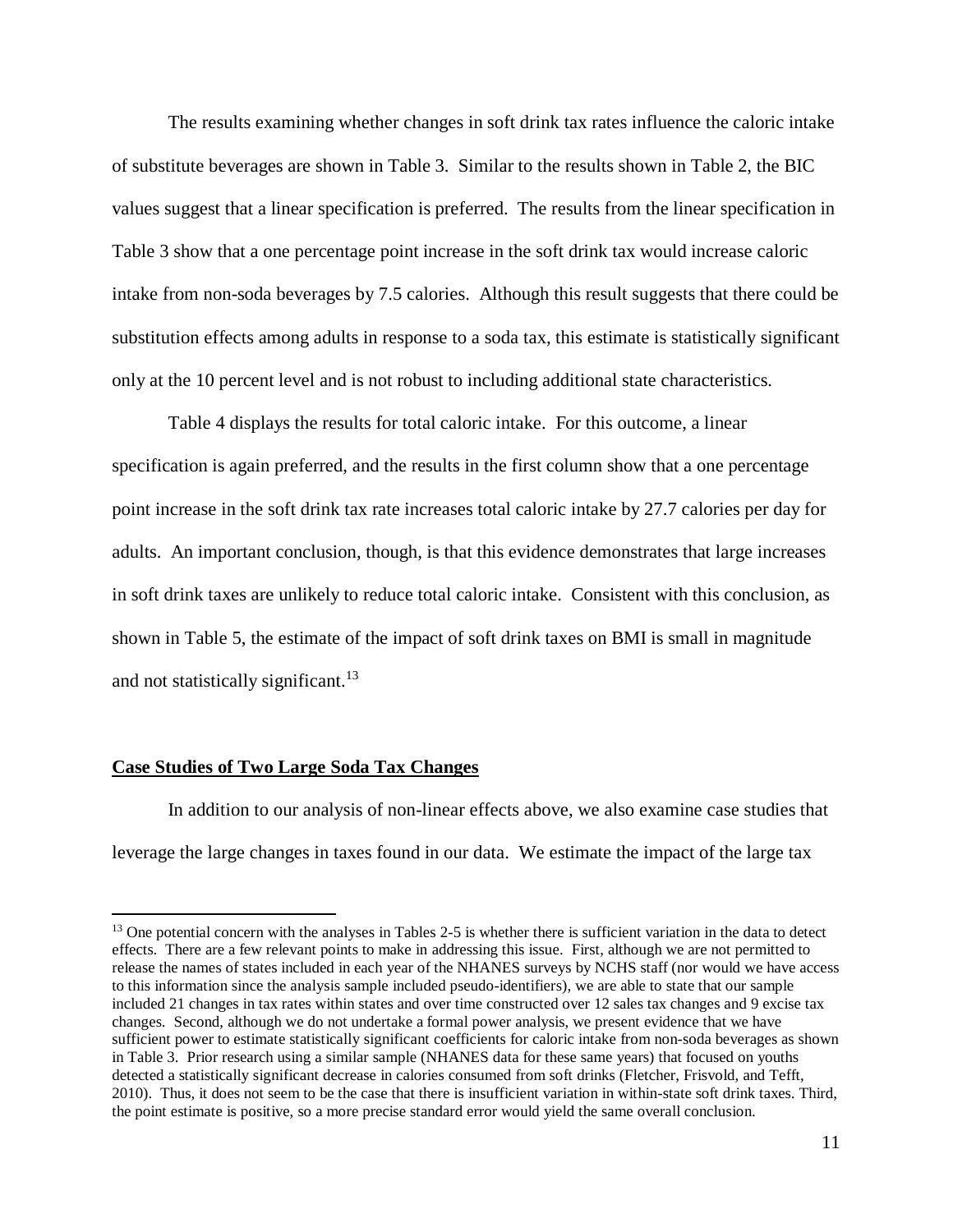The results examining whether changes in soft drink tax rates influence the caloric intake of substitute beverages are shown in Table 3. Similar to the results shown in Table 2, the BIC values suggest that a linear specification is preferred. The results from the linear specification in Table 3 show that a one percentage point increase in the soft drink tax would increase caloric intake from non-soda beverages by 7.5 calories. Although this result suggests that there could be substitution effects among adults in response to a soda tax, this estimate is statistically significant only at the 10 percent level and is not robust to including additional state characteristics.

Table 4 displays the results for total caloric intake. For this outcome, a linear specification is again preferred, and the results in the first column show that a one percentage point increase in the soft drink tax rate increases total caloric intake by 27.7 calories per day for adults. An important conclusion, though, is that this evidence demonstrates that large increases in soft drink taxes are unlikely to reduce total caloric intake. Consistent with this conclusion, as shown in Table 5, the estimate of the impact of soft drink taxes on BMI is small in magnitude and not statistically significant.[13]

**Case Studies of Two Large Soda Tax Changes**

In addition to our analysis of non-linear effects above, we also examine case studies that leverage the large changes in taxes found in our data. We estimate the impact of the large tax

---

[13] One potential concern with the analyses in Tables 2-5 is whether there is sufficient variation in the data to detect effects. There are a few relevant points to make in addressing this issue. First, although we are not permitted to release the names of states included in each year of the NHANES surveys by NCHS staff (nor would we have access to this information since the analysis sample included pseudo-identifiers), we are able to state that our sample included 21 changes in tax rates within states and over time constructed over 12 sales tax changes and 9 excise tax changes. Second, although we do not undertake a formal power analysis, we present evidence that we have sufficient power to estimate statistically significant coefficients for caloric intake from non-soda beverages as shown in Table 3. Prior research using a similar sample (NHANES data for these same years) that focused on youths detected a statistically significant decrease in calories consumed from soft drinks (Fletcher, Frisvold, and Tefft, 2010). Thus, it does not seem to be the case that there is insufficient variation in within-state soft drink taxes. Third, the point estimate is positive, so a more precise standard error would yield the same overall conclusion.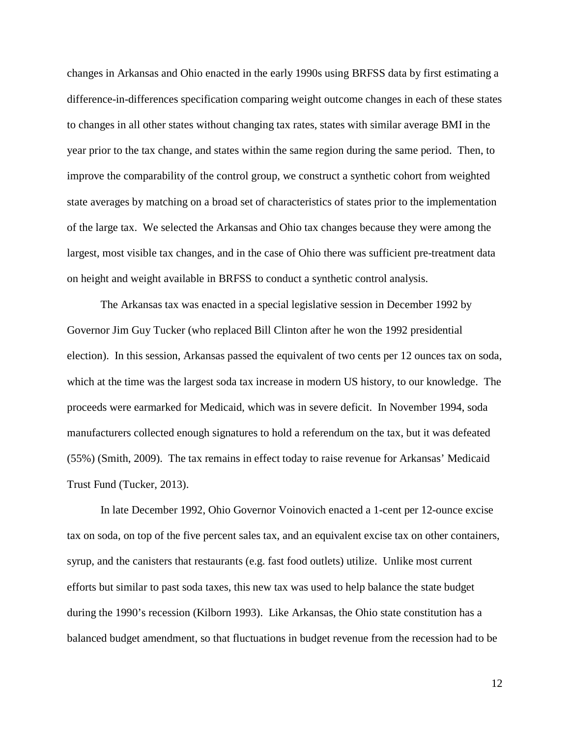changes in Arkansas and Ohio enacted in the early 1990s using BRFSS data by first estimating a difference-in-differences specification comparing weight outcome changes in each of these states to changes in all other states without changing tax rates, states with similar average BMI in the year prior to the tax change, and states within the same region during the same period. Then, to improve the comparability of the control group, we construct a synthetic cohort from weighted state averages by matching on a broad set of characteristics of states prior to the implementation of the large tax. We selected the Arkansas and Ohio tax changes because they were among the largest, most visible tax changes, and in the case of Ohio there was sufficient pre-treatment data on height and weight available in BRFSS to conduct a synthetic control analysis.

The Arkansas tax was enacted in a special legislative session in December 1992 by Governor Jim Guy Tucker (who replaced Bill Clinton after he won the 1992 presidential election). In this session, Arkansas passed the equivalent of two cents per 12 ounces tax on soda, which at the time was the largest soda tax increase in modern US history, to our knowledge. The proceeds were earmarked for Medicaid, which was in severe deficit. In November 1994, soda manufacturers collected enough signatures to hold a referendum on the tax, but it was defeated (55%) (Smith, 2009). The tax remains in effect today to raise revenue for Arkansas' Medicaid Trust Fund (Tucker, 2013).

In late December 1992, Ohio Governor Voinovich enacted a 1-cent per 12-ounce excise tax on soda, on top of the five percent sales tax, and an equivalent excise tax on other containers, syrup, and the canisters that restaurants (e.g. fast food outlets) utilize. Unlike most current efforts but similar to past soda taxes, this new tax was used to help balance the state budget during the 1990's recession (Kilborn 1993). Like Arkansas, the Ohio state constitution has a balanced budget amendment, so that fluctuations in budget revenue from the recession had to be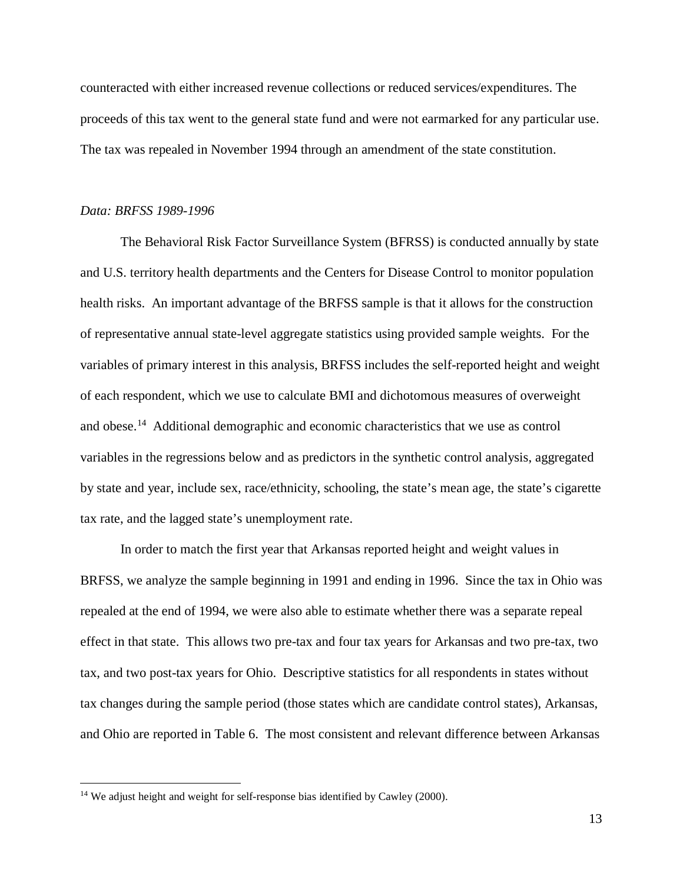counteracted with either increased revenue collections or reduced services/expenditures. The proceeds of this tax went to the general state fund and were not earmarked for any particular use. The tax was repealed in November 1994 through an amendment of the state constitution.

*Data: BRFSS 1989-1996*

The Behavioral Risk Factor Surveillance System (BFRSS) is conducted annually by state and U.S. territory health departments and the Centers for Disease Control to monitor population health risks. An important advantage of the BRFSS sample is that it allows for the construction of representative annual state-level aggregate statistics using provided sample weights. For the variables of primary interest in this analysis, BRFSS includes the self-reported height and weight of each respondent, which we use to calculate BMI and dichotomous measures of overweight and obese.[14] Additional demographic and economic characteristics that we use as control variables in the regressions below and as predictors in the synthetic control analysis, aggregated by state and year, include sex, race/ethnicity, schooling, the state's mean age, the state's cigarette tax rate, and the lagged state's unemployment rate.

In order to match the first year that Arkansas reported height and weight values in BRFSS, we analyze the sample beginning in 1991 and ending in 1996. Since the tax in Ohio was repealed at the end of 1994, we were also able to estimate whether there was a separate repeal effect in that state. This allows two pre-tax and four tax years for Arkansas and two pre-tax, two tax, and two post-tax years for Ohio. Descriptive statistics for all respondents in states without tax changes during the sample period (those states which are candidate control states), Arkansas, and Ohio are reported in Table 6. The most consistent and relevant difference between Arkansas

[14] We adjust height and weight for self-response bias identified by Cawley (2000).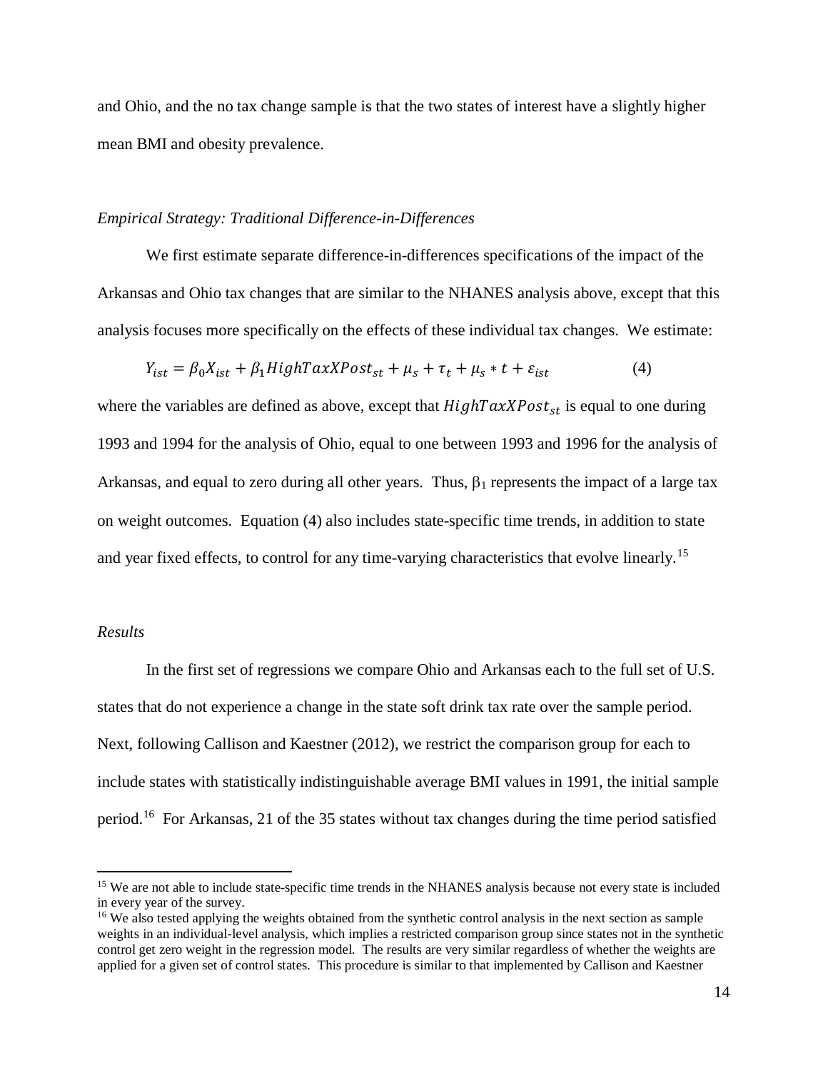and Ohio, and the no tax change sample is that the two states of interest have a slightly higher mean BMI and obesity prevalence.

*Empirical Strategy: Traditional Difference-in-Differences*

We first estimate separate difference-in-differences specifications of the impact of the Arkansas and Ohio tax changes that are similar to the NHANES analysis above, except that this analysis focuses more specifically on the effects of these individual tax changes. We estimate:

$$Y_{ist} = \beta_0 X_{ist} + \beta_1 HighTaxXPost_{st} + \mu_s + \tau_t + \mu_s * t + \varepsilon_{ist} \qquad (4)$$

where the variables are defined as above, except that $HighTaxXPost_{st}$ is equal to one during 1993 and 1994 for the analysis of Ohio, equal to one between 1993 and 1996 for the analysis of Arkansas, and equal to zero during all other years. Thus, $\beta_1$ represents the impact of a large tax on weight outcomes. Equation (4) also includes state-specific time trends, in addition to state and year fixed effects, to control for any time-varying characteristics that evolve linearly.[15]

*Results*

In the first set of regressions we compare Ohio and Arkansas each to the full set of U.S. states that do not experience a change in the state soft drink tax rate over the sample period. Next, following Callison and Kaestner (2012), we restrict the comparison group for each to include states with statistically indistinguishable average BMI values in 1991, the initial sample period.[16] For Arkansas, 21 of the 35 states without tax changes during the time period satisfied

[15] We are not able to include state-specific time trends in the NHANES analysis because not every state is included in every year of the survey.

[16] We also tested applying the weights obtained from the synthetic control analysis in the next section as sample weights in an individual-level analysis, which implies a restricted comparison group since states not in the synthetic control get zero weight in the regression model. The results are very similar regardless of whether the weights are applied for a given set of control states. This procedure is similar to that implemented by Callison and Kaestner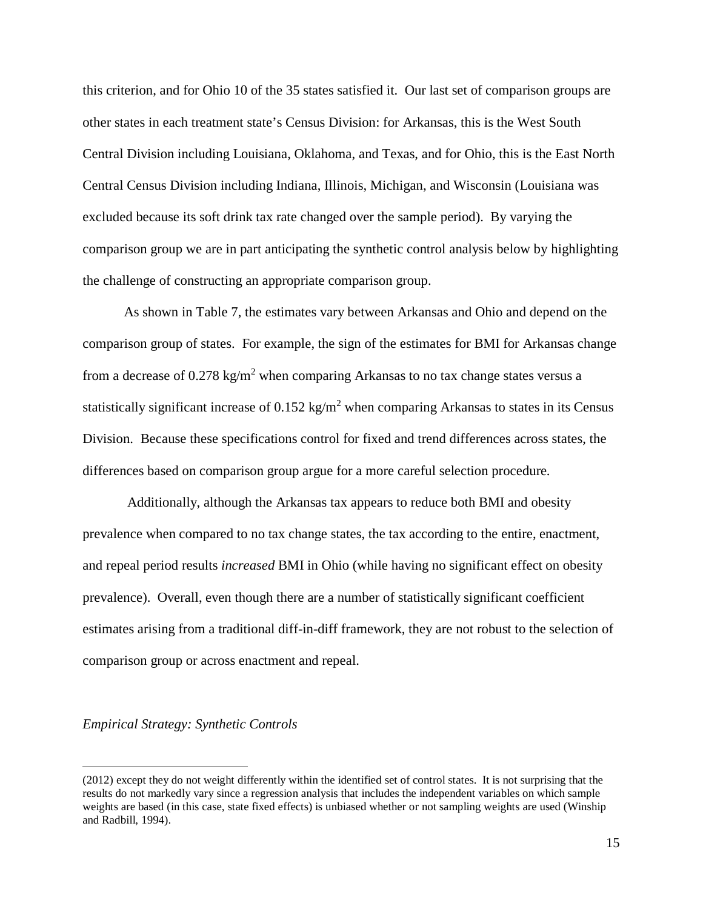this criterion, and for Ohio 10 of the 35 states satisfied it. Our last set of comparison groups are other states in each treatment state's Census Division: for Arkansas, this is the West South Central Division including Louisiana, Oklahoma, and Texas, and for Ohio, this is the East North Central Census Division including Indiana, Illinois, Michigan, and Wisconsin (Louisiana was excluded because its soft drink tax rate changed over the sample period). By varying the comparison group we are in part anticipating the synthetic control analysis below by highlighting the challenge of constructing an appropriate comparison group.

As shown in Table 7, the estimates vary between Arkansas and Ohio and depend on the comparison group of states. For example, the sign of the estimates for BMI for Arkansas change from a decrease of 0.278 kg/m$^2$ when comparing Arkansas to no tax change states versus a statistically significant increase of 0.152 kg/m$^2$ when comparing Arkansas to states in its Census Division. Because these specifications control for fixed and trend differences across states, the differences based on comparison group argue for a more careful selection procedure.

Additionally, although the Arkansas tax appears to reduce both BMI and obesity prevalence when compared to no tax change states, the tax according to the entire, enactment, and repeal period results *increased* BMI in Ohio (while having no significant effect on obesity prevalence). Overall, even though there are a number of statistically significant coefficient estimates arising from a traditional diff-in-diff framework, they are not robust to the selection of comparison group or across enactment and repeal.

*Empirical Strategy: Synthetic Controls*

(2012) except they do not weight differently within the identified set of control states. It is not surprising that the results do not markedly vary since a regression analysis that includes the independent variables on which sample weights are based (in this case, state fixed effects) is unbiased whether or not sampling weights are used (Winship and Radbill, 1994).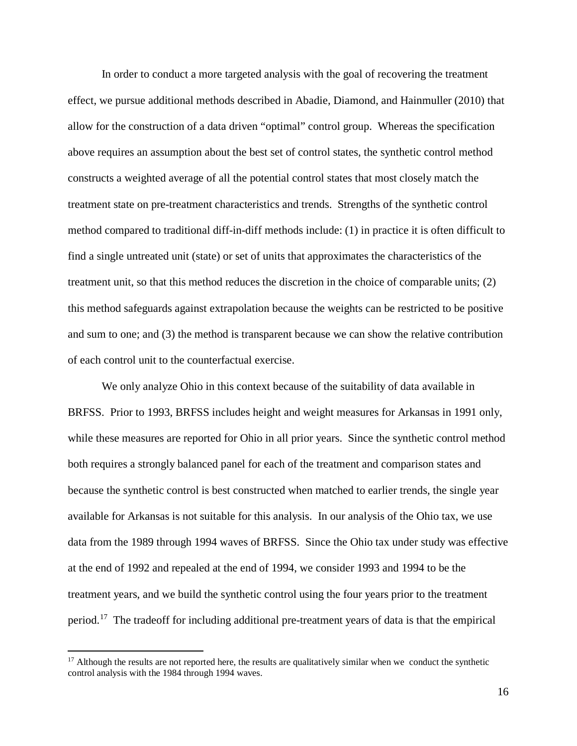In order to conduct a more targeted analysis with the goal of recovering the treatment effect, we pursue additional methods described in Abadie, Diamond, and Hainmuller (2010) that allow for the construction of a data driven "optimal" control group. Whereas the specification above requires an assumption about the best set of control states, the synthetic control method constructs a weighted average of all the potential control states that most closely match the treatment state on pre-treatment characteristics and trends. Strengths of the synthetic control method compared to traditional diff-in-diff methods include: (1) in practice it is often difficult to find a single untreated unit (state) or set of units that approximates the characteristics of the treatment unit, so that this method reduces the discretion in the choice of comparable units; (2) this method safeguards against extrapolation because the weights can be restricted to be positive and sum to one; and (3) the method is transparent because we can show the relative contribution of each control unit to the counterfactual exercise.

We only analyze Ohio in this context because of the suitability of data available in BRFSS. Prior to 1993, BRFSS includes height and weight measures for Arkansas in 1991 only, while these measures are reported for Ohio in all prior years. Since the synthetic control method both requires a strongly balanced panel for each of the treatment and comparison states and because the synthetic control is best constructed when matched to earlier trends, the single year available for Arkansas is not suitable for this analysis. In our analysis of the Ohio tax, we use data from the 1989 through 1994 waves of BRFSS. Since the Ohio tax under study was effective at the end of 1992 and repealed at the end of 1994, we consider 1993 and 1994 to be the treatment years, and we build the synthetic control using the four years prior to the treatment period.[17] The tradeoff for including additional pre-treatment years of data is that the empirical

[17] Although the results are not reported here, the results are qualitatively similar when we conduct the synthetic control analysis with the 1984 through 1994 waves.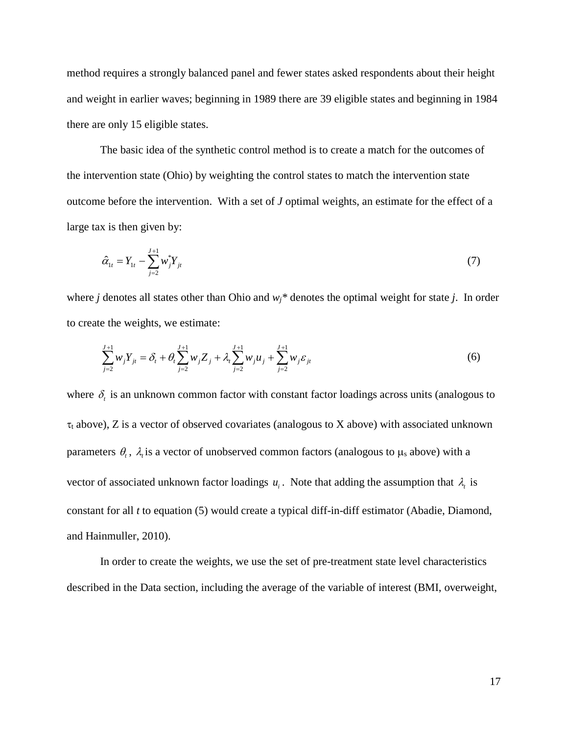method requires a strongly balanced panel and fewer states asked respondents about their height and weight in earlier waves; beginning in 1989 there are 39 eligible states and beginning in 1984 there are only 15 eligible states.

The basic idea of the synthetic control method is to create a match for the outcomes of the intervention state (Ohio) by weighting the control states to match the intervention state outcome before the intervention. With a set of *J* optimal weights, an estimate for the effect of a large tax is then given by:

$$\hat{\alpha}_{1t} = Y_{1t} - \sum_{j=2}^{J+1} w_j^* Y_{jt} \tag{7}$$

where *j* denotes all states other than Ohio and $w_j$* denotes the optimal weight for state *j*. In order to create the weights, we estimate:

$$\sum_{j=2}^{J+1} w_j Y_{jt} = \delta_t + \theta_t \sum_{j=2}^{J+1} w_j Z_j + \lambda_t \sum_{j=2}^{J+1} w_j u_j + \sum_{j=2}^{J+1} w_j \varepsilon_{jt} \tag{6}$$

where $\delta_t$ is an unknown common factor with constant factor loadings across units (analogous to $\tau_t$ above), Z is a vector of observed covariates (analogous to X above) with associated unknown parameters $\theta_t$, $\lambda_t$ is a vector of unobserved common factors (analogous to $\mu_s$ above) with a vector of associated unknown factor loadings $u_i$. Note that adding the assumption that $\lambda_t$ is constant for all *t* to equation (5) would create a typical diff-in-diff estimator (Abadie, Diamond, and Hainmuller, 2010).

In order to create the weights, we use the set of pre-treatment state level characteristics described in the Data section, including the average of the variable of interest (BMI, overweight,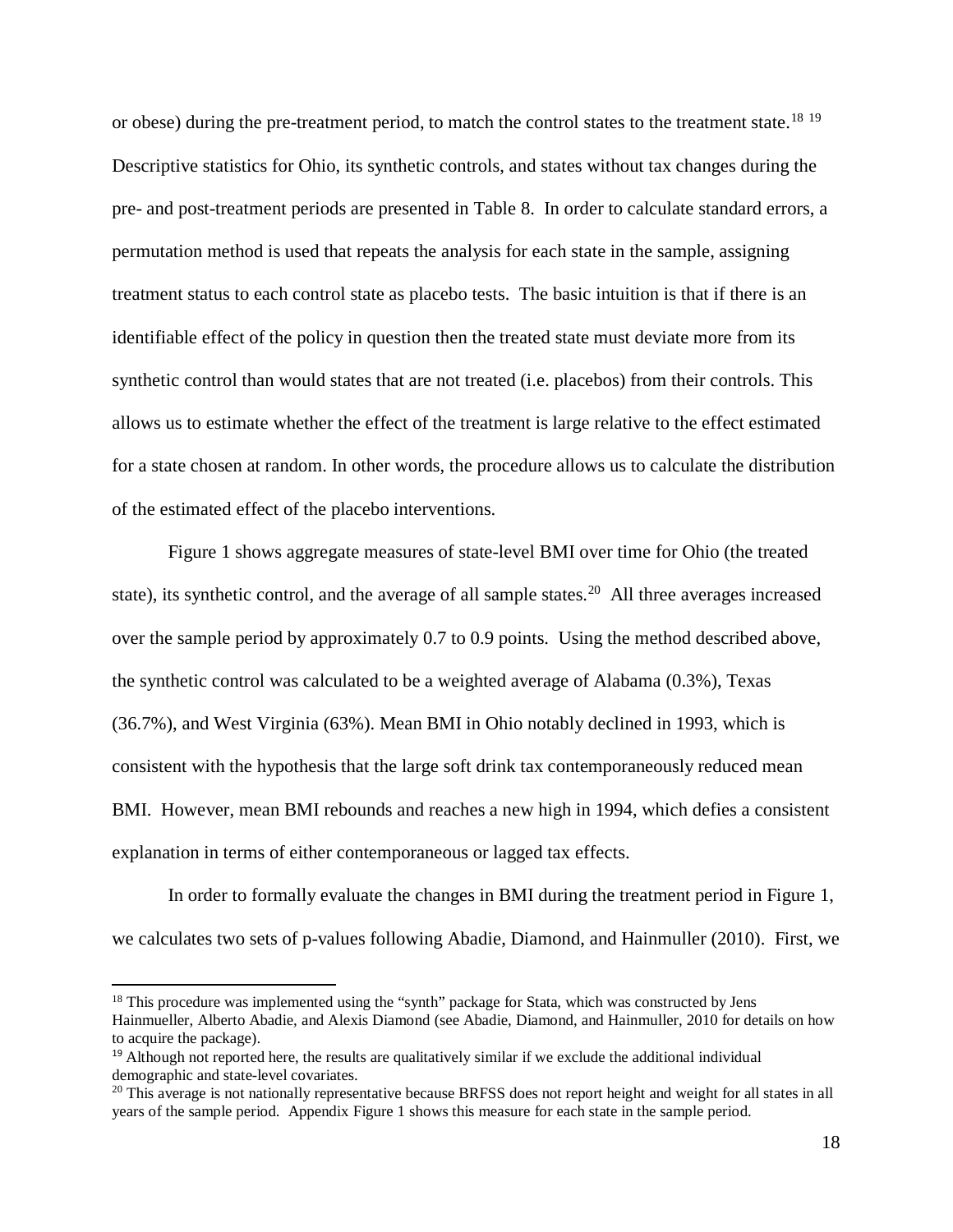or obese) during the pre-treatment period, to match the control states to the treatment state.[18] [19] Descriptive statistics for Ohio, its synthetic controls, and states without tax changes during the pre- and post-treatment periods are presented in Table 8. In order to calculate standard errors, a permutation method is used that repeats the analysis for each state in the sample, assigning treatment status to each control state as placebo tests. The basic intuition is that if there is an identifiable effect of the policy in question then the treated state must deviate more from its synthetic control than would states that are not treated (i.e. placebos) from their controls. This allows us to estimate whether the effect of the treatment is large relative to the effect estimated for a state chosen at random. In other words, the procedure allows us to calculate the distribution of the estimated effect of the placebo interventions.

Figure 1 shows aggregate measures of state-level BMI over time for Ohio (the treated state), its synthetic control, and the average of all sample states.[20] All three averages increased over the sample period by approximately 0.7 to 0.9 points. Using the method described above, the synthetic control was calculated to be a weighted average of Alabama (0.3%), Texas (36.7%), and West Virginia (63%). Mean BMI in Ohio notably declined in 1993, which is consistent with the hypothesis that the large soft drink tax contemporaneously reduced mean BMI. However, mean BMI rebounds and reaches a new high in 1994, which defies a consistent explanation in terms of either contemporaneous or lagged tax effects.

In order to formally evaluate the changes in BMI during the treatment period in Figure 1, we calculates two sets of p-values following Abadie, Diamond, and Hainmuller (2010). First, we

---

[18] This procedure was implemented using the "synth" package for Stata, which was constructed by Jens Hainmueller, Alberto Abadie, and Alexis Diamond (see Abadie, Diamond, and Hainmuller, 2010 for details on how to acquire the package).

[19] Although not reported here, the results are qualitatively similar if we exclude the additional individual demographic and state-level covariates.

[20] This average is not nationally representative because BRFSS does not report height and weight for all states in all years of the sample period. Appendix Figure 1 shows this measure for each state in the sample period.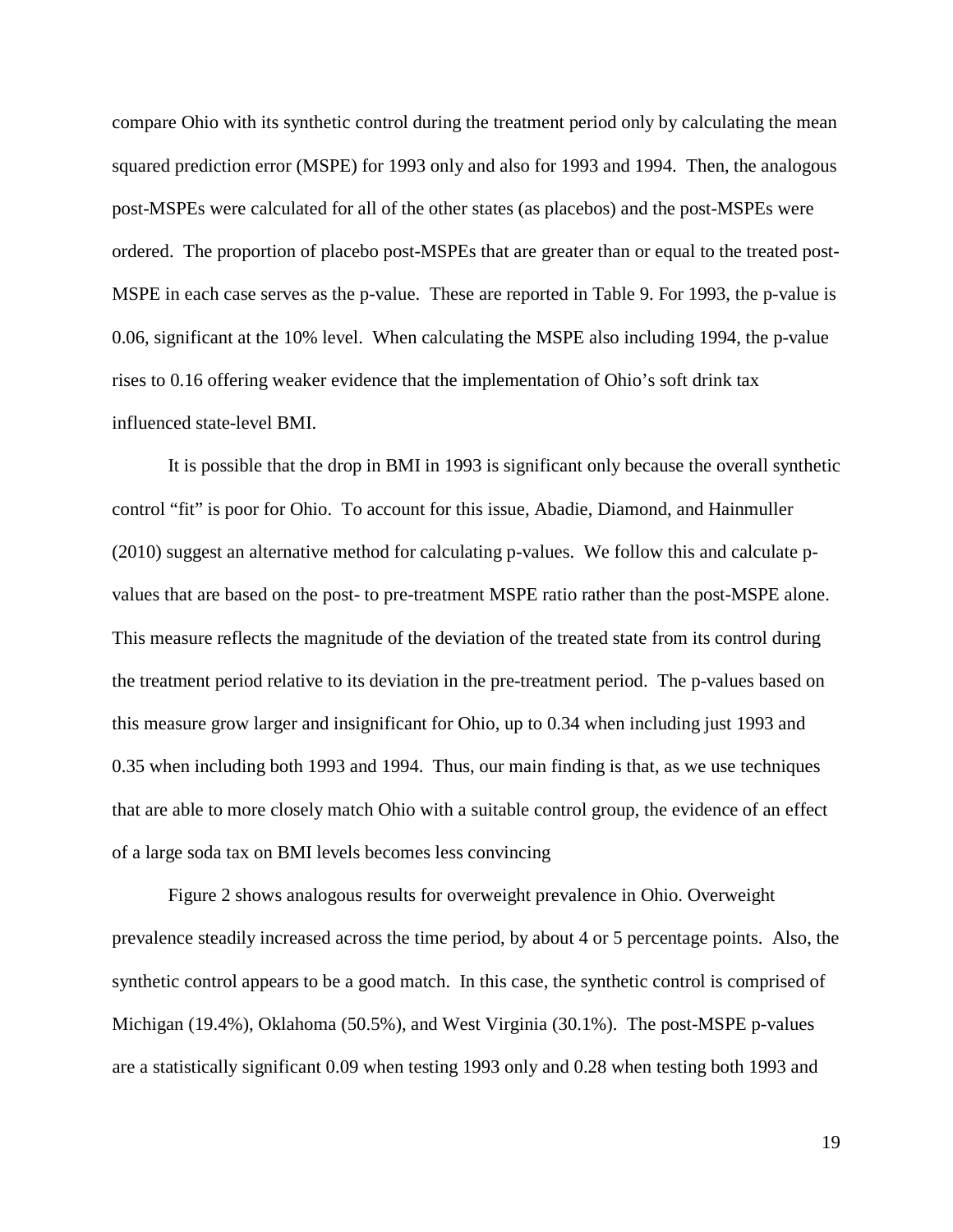compare Ohio with its synthetic control during the treatment period only by calculating the mean squared prediction error (MSPE) for 1993 only and also for 1993 and 1994. Then, the analogous post-MSPEs were calculated for all of the other states (as placebos) and the post-MSPEs were ordered. The proportion of placebo post-MSPEs that are greater than or equal to the treated post-MSPE in each case serves as the p-value. These are reported in Table 9. For 1993, the p-value is 0.06, significant at the 10% level. When calculating the MSPE also including 1994, the p-value rises to 0.16 offering weaker evidence that the implementation of Ohio's soft drink tax influenced state-level BMI.

It is possible that the drop in BMI in 1993 is significant only because the overall synthetic control "fit" is poor for Ohio. To account for this issue, Abadie, Diamond, and Hainmuller (2010) suggest an alternative method for calculating p-values. We follow this and calculate p-values that are based on the post- to pre-treatment MSPE ratio rather than the post-MSPE alone. This measure reflects the magnitude of the deviation of the treated state from its control during the treatment period relative to its deviation in the pre-treatment period. The p-values based on this measure grow larger and insignificant for Ohio, up to 0.34 when including just 1993 and 0.35 when including both 1993 and 1994. Thus, our main finding is that, as we use techniques that are able to more closely match Ohio with a suitable control group, the evidence of an effect of a large soda tax on BMI levels becomes less convincing

Figure 2 shows analogous results for overweight prevalence in Ohio. Overweight prevalence steadily increased across the time period, by about 4 or 5 percentage points. Also, the synthetic control appears to be a good match. In this case, the synthetic control is comprised of Michigan (19.4%), Oklahoma (50.5%), and West Virginia (30.1%). The post-MSPE p-values are a statistically significant 0.09 when testing 1993 only and 0.28 when testing both 1993 and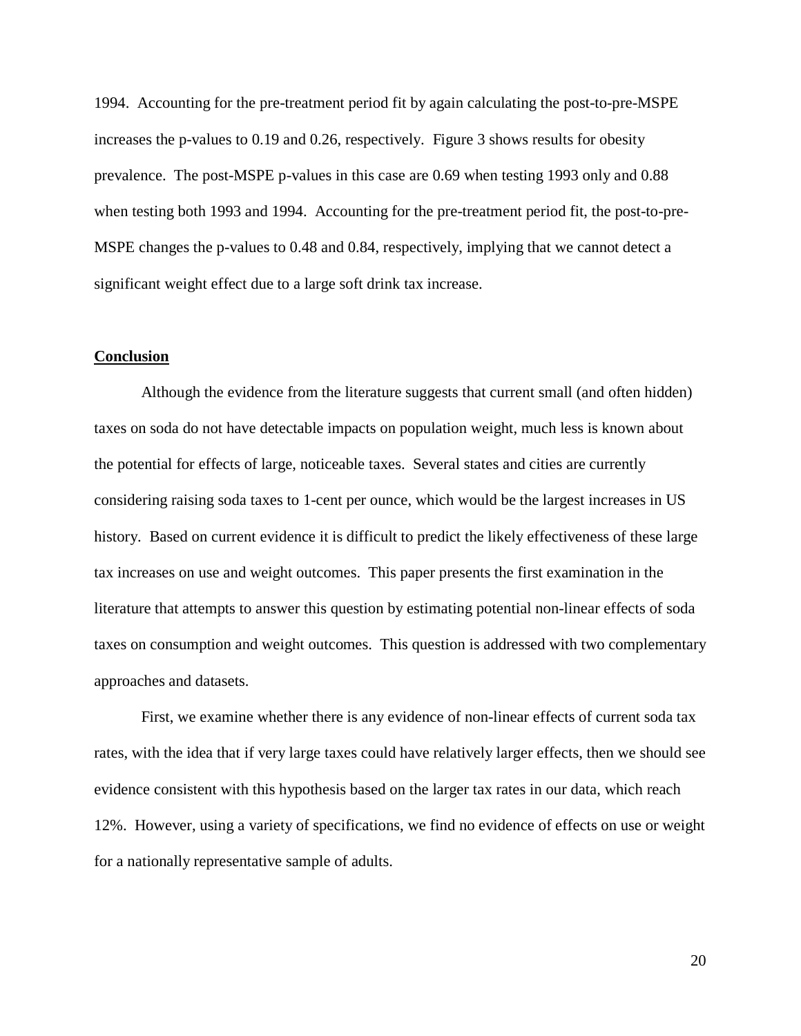1994. Accounting for the pre-treatment period fit by again calculating the post-to-pre-MSPE increases the p-values to 0.19 and 0.26, respectively. Figure 3 shows results for obesity prevalence. The post-MSPE p-values in this case are 0.69 when testing 1993 only and 0.88 when testing both 1993 and 1994. Accounting for the pre-treatment period fit, the post-to-pre-MSPE changes the p-values to 0.48 and 0.84, respectively, implying that we cannot detect a significant weight effect due to a large soft drink tax increase.

## Conclusion

Although the evidence from the literature suggests that current small (and often hidden) taxes on soda do not have detectable impacts on population weight, much less is known about the potential for effects of large, noticeable taxes. Several states and cities are currently considering raising soda taxes to 1-cent per ounce, which would be the largest increases in US history. Based on current evidence it is difficult to predict the likely effectiveness of these large tax increases on use and weight outcomes. This paper presents the first examination in the literature that attempts to answer this question by estimating potential non-linear effects of soda taxes on consumption and weight outcomes. This question is addressed with two complementary approaches and datasets.

First, we examine whether there is any evidence of non-linear effects of current soda tax rates, with the idea that if very large taxes could have relatively larger effects, then we should see evidence consistent with this hypothesis based on the larger tax rates in our data, which reach 12%. However, using a variety of specifications, we find no evidence of effects on use or weight for a nationally representative sample of adults.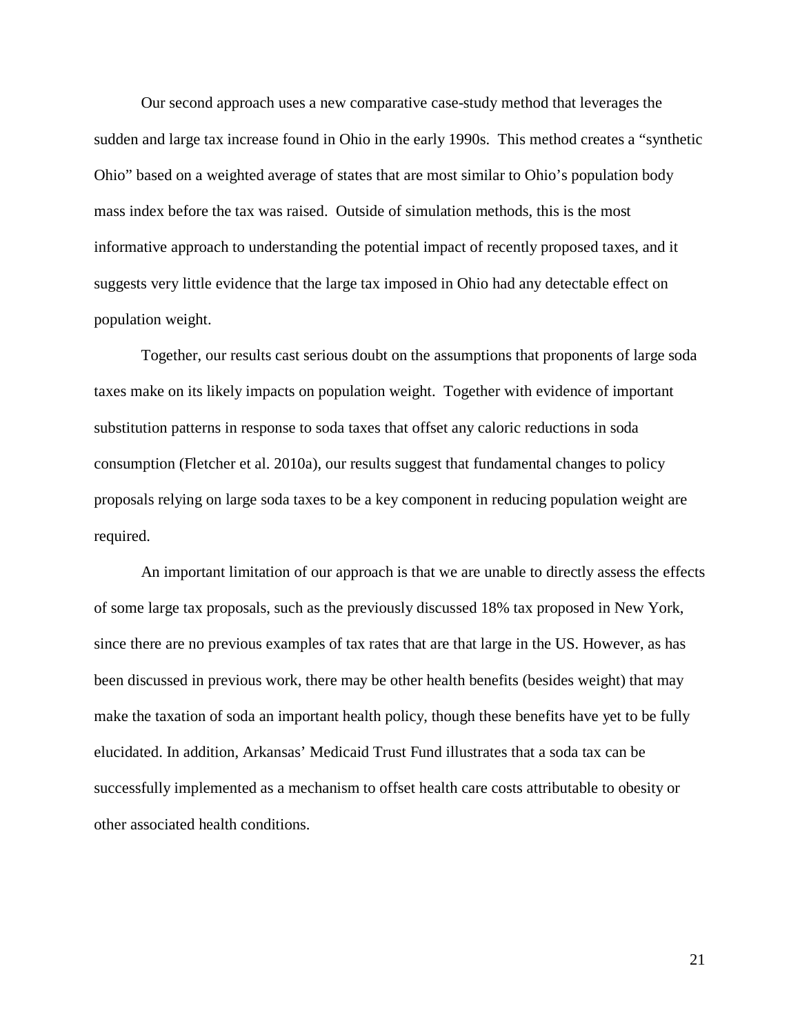Our second approach uses a new comparative case-study method that leverages the sudden and large tax increase found in Ohio in the early 1990s. This method creates a "synthetic Ohio" based on a weighted average of states that are most similar to Ohio's population body mass index before the tax was raised. Outside of simulation methods, this is the most informative approach to understanding the potential impact of recently proposed taxes, and it suggests very little evidence that the large tax imposed in Ohio had any detectable effect on population weight.

Together, our results cast serious doubt on the assumptions that proponents of large soda taxes make on its likely impacts on population weight. Together with evidence of important substitution patterns in response to soda taxes that offset any caloric reductions in soda consumption (Fletcher et al. 2010a), our results suggest that fundamental changes to policy proposals relying on large soda taxes to be a key component in reducing population weight are required.

An important limitation of our approach is that we are unable to directly assess the effects of some large tax proposals, such as the previously discussed 18% tax proposed in New York, since there are no previous examples of tax rates that are that large in the US. However, as has been discussed in previous work, there may be other health benefits (besides weight) that may make the taxation of soda an important health policy, though these benefits have yet to be fully elucidated. In addition, Arkansas' Medicaid Trust Fund illustrates that a soda tax can be successfully implemented as a mechanism to offset health care costs attributable to obesity or other associated health conditions.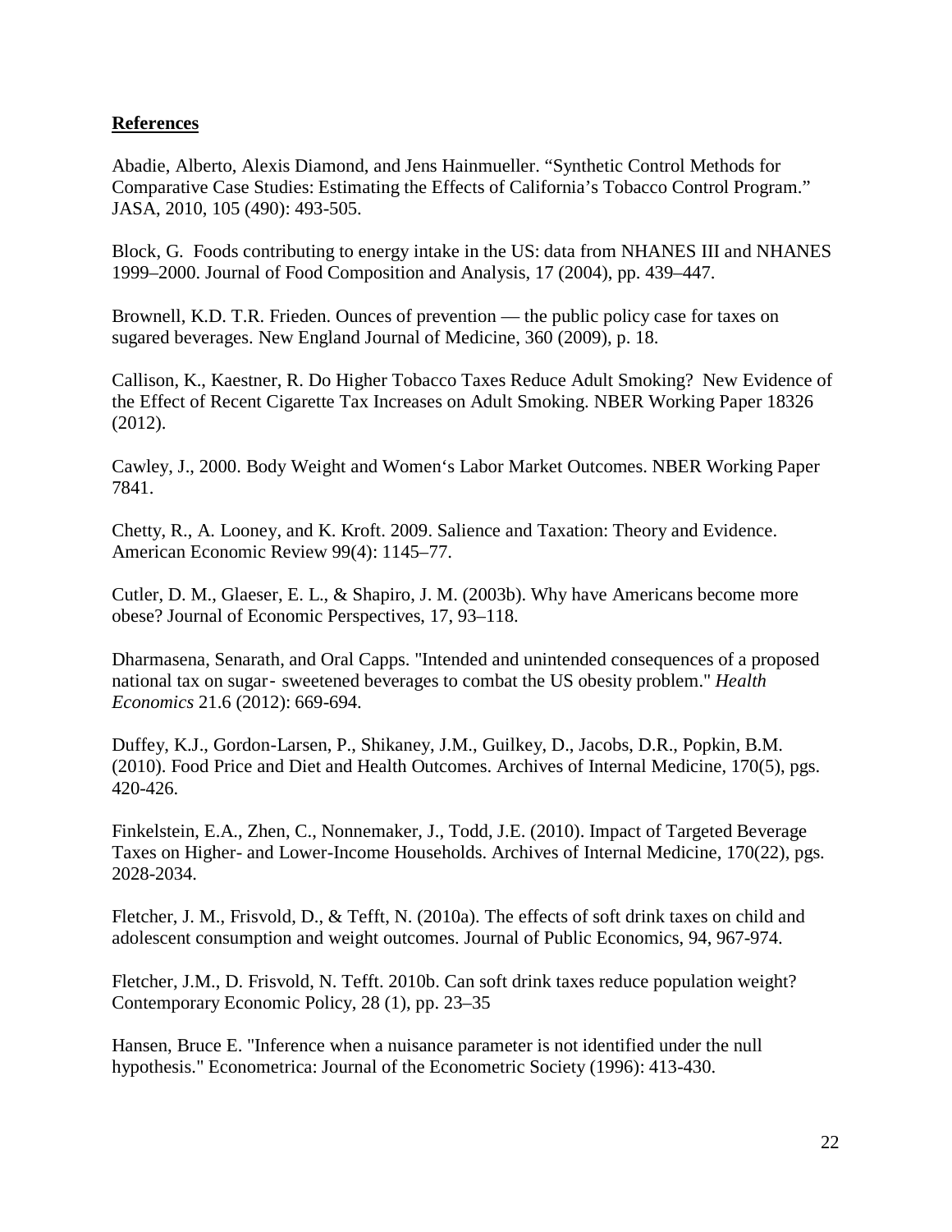**References**

Abadie, Alberto, Alexis Diamond, and Jens Hainmueller. "Synthetic Control Methods for Comparative Case Studies: Estimating the Effects of California's Tobacco Control Program." JASA, 2010, 105 (490): 493-505.

Block, G. Foods contributing to energy intake in the US: data from NHANES III and NHANES 1999–2000. Journal of Food Composition and Analysis, 17 (2004), pp. 439–447.

Brownell, K.D. T.R. Frieden. Ounces of prevention — the public policy case for taxes on sugared beverages. New England Journal of Medicine, 360 (2009), p. 18.

Callison, K., Kaestner, R. Do Higher Tobacco Taxes Reduce Adult Smoking? New Evidence of the Effect of Recent Cigarette Tax Increases on Adult Smoking. NBER Working Paper 18326 (2012).

Cawley, J., 2000. Body Weight and Women's Labor Market Outcomes. NBER Working Paper 7841.

Chetty, R., A. Looney, and K. Kroft. 2009. Salience and Taxation: Theory and Evidence. American Economic Review 99(4): 1145–77.

Cutler, D. M., Glaeser, E. L., & Shapiro, J. M. (2003b). Why have Americans become more obese? Journal of Economic Perspectives, 17, 93–118.

Dharmasena, Senarath, and Oral Capps. "Intended and unintended consequences of a proposed national tax on sugar‐ sweetened beverages to combat the US obesity problem." *Health Economics* 21.6 (2012): 669-694.

Duffey, K.J., Gordon-Larsen, P., Shikaney, J.M., Guilkey, D., Jacobs, D.R., Popkin, B.M. (2010). Food Price and Diet and Health Outcomes. Archives of Internal Medicine, 170(5), pgs. 420-426.

Finkelstein, E.A., Zhen, C., Nonnemaker, J., Todd, J.E. (2010). Impact of Targeted Beverage Taxes on Higher- and Lower-Income Households. Archives of Internal Medicine, 170(22), pgs. 2028-2034.

Fletcher, J. M., Frisvold, D., & Tefft, N. (2010a). The effects of soft drink taxes on child and adolescent consumption and weight outcomes. Journal of Public Economics, 94, 967-974.

Fletcher, J.M., D. Frisvold, N. Tefft. 2010b. Can soft drink taxes reduce population weight? Contemporary Economic Policy, 28 (1), pp. 23–35

Hansen, Bruce E. "Inference when a nuisance parameter is not identified under the null hypothesis." Econometrica: Journal of the Econometric Society (1996): 413-430.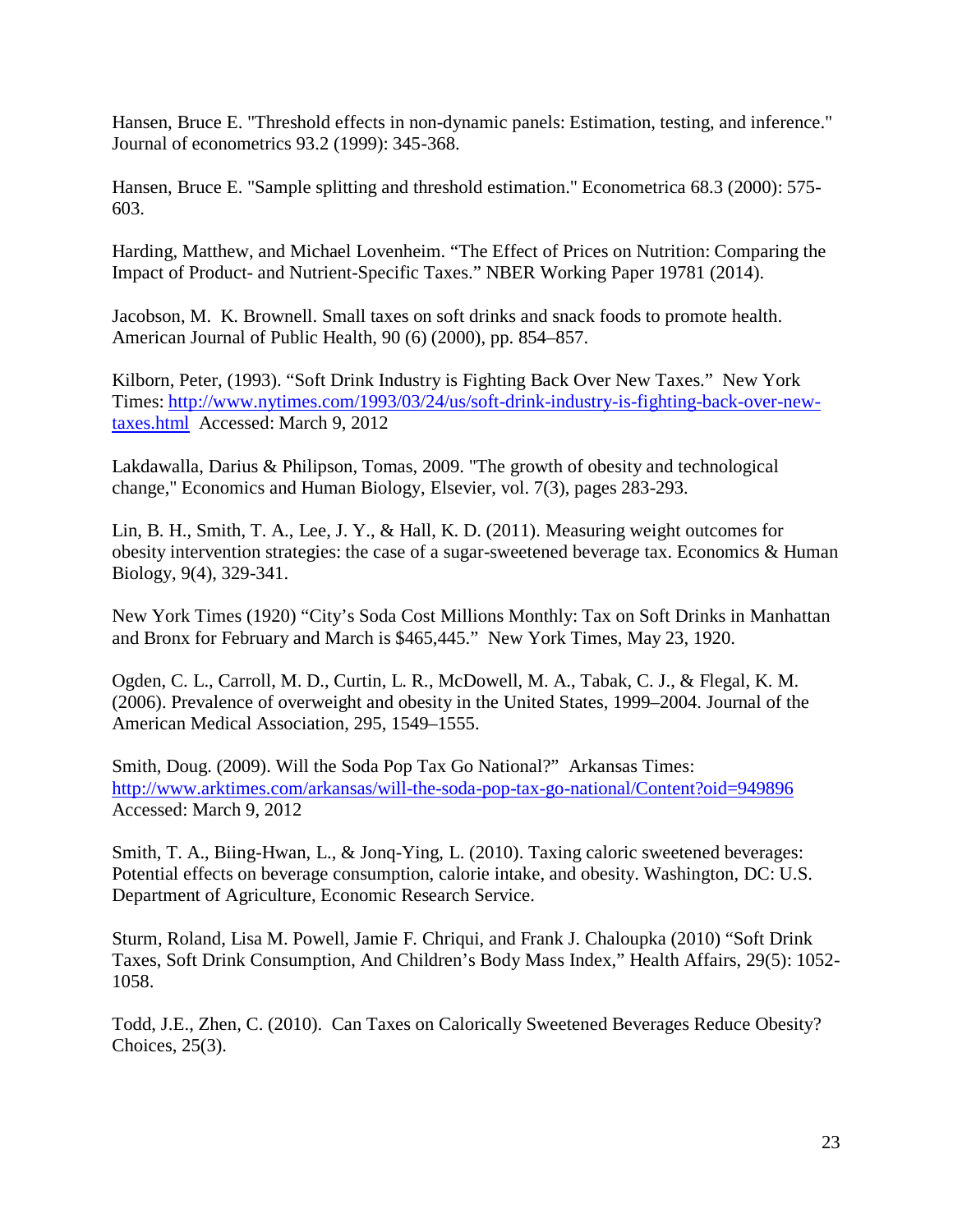Hansen, Bruce E. "Threshold effects in non-dynamic panels: Estimation, testing, and inference." Journal of econometrics 93.2 (1999): 345-368.

Hansen, Bruce E. "Sample splitting and threshold estimation." Econometrica 68.3 (2000): 575-603.

Harding, Matthew, and Michael Lovenheim. "The Effect of Prices on Nutrition: Comparing the Impact of Product- and Nutrient-Specific Taxes." NBER Working Paper 19781 (2014).

Jacobson, M. K. Brownell. Small taxes on soft drinks and snack foods to promote health. American Journal of Public Health, 90 (6) (2000), pp. 854–857.

Kilborn, Peter, (1993). "Soft Drink Industry is Fighting Back Over New Taxes." New York Times: [http://www.nytimes.com/1993/03/24/us/soft-drink-industry-is-fighting-back-over-new-taxes.html](http://www.nytimes.com/1993/03/24/us/soft-drink-industry-is-fighting-back-over-new-taxes.html) Accessed: March 9, 2012

Lakdawalla, Darius & Philipson, Tomas, 2009. "The growth of obesity and technological change," Economics and Human Biology, Elsevier, vol. 7(3), pages 283-293.

Lin, B. H., Smith, T. A., Lee, J. Y., & Hall, K. D. (2011). Measuring weight outcomes for obesity intervention strategies: the case of a sugar-sweetened beverage tax. Economics & Human Biology, 9(4), 329-341.

New York Times (1920) "City's Soda Cost Millions Monthly: Tax on Soft Drinks in Manhattan and Bronx for February and March is $465,445." New York Times, May 23, 1920.

Ogden, C. L., Carroll, M. D., Curtin, L. R., McDowell, M. A., Tabak, C. J., & Flegal, K. M. (2006). Prevalence of overweight and obesity in the United States, 1999–2004. Journal of the American Medical Association, 295, 1549–1555.

Smith, Doug. (2009). Will the Soda Pop Tax Go National?" Arkansas Times: [http://www.arktimes.com/arkansas/will-the-soda-pop-tax-go-national/Content?oid=949896](http://www.arktimes.com/arkansas/will-the-soda-pop-tax-go-national/Content?oid=949896) Accessed: March 9, 2012

Smith, T. A., Biing-Hwan, L., & Jonq-Ying, L. (2010). Taxing caloric sweetened beverages: Potential effects on beverage consumption, calorie intake, and obesity. Washington, DC: U.S. Department of Agriculture, Economic Research Service.

Sturm, Roland, Lisa M. Powell, Jamie F. Chriqui, and Frank J. Chaloupka (2010) "Soft Drink Taxes, Soft Drink Consumption, And Children's Body Mass Index," Health Affairs, 29(5): 1052-1058.

Todd, J.E., Zhen, C. (2010). Can Taxes on Calorically Sweetened Beverages Reduce Obesity? Choices, 25(3).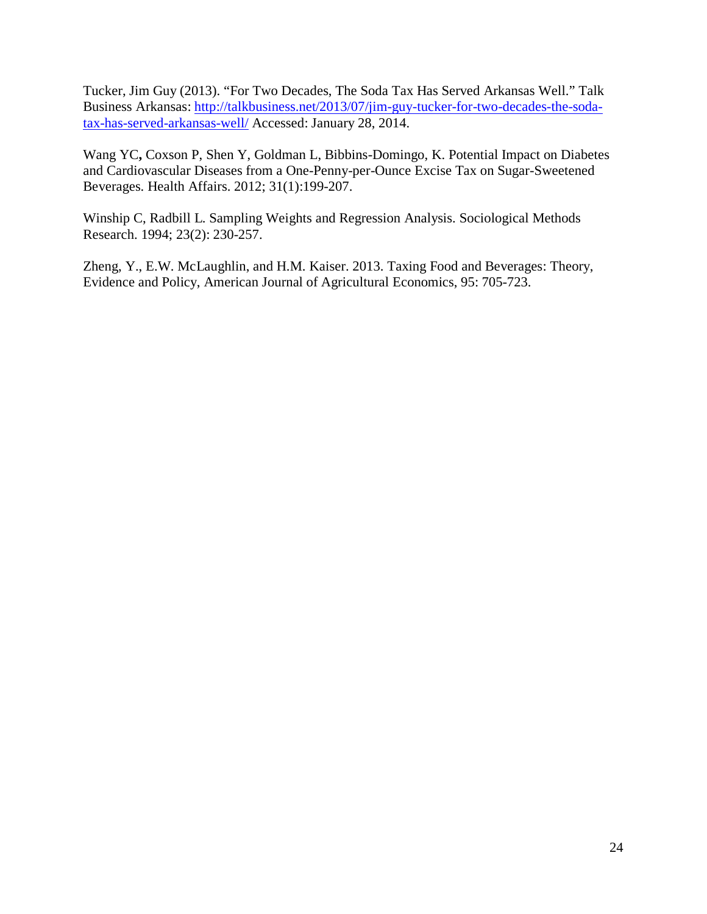Tucker, Jim Guy (2013). “For Two Decades, The Soda Tax Has Served Arkansas Well.” Talk Business Arkansas: [http://talkbusiness.net/2013/07/jim-guy-tucker-for-two-decades-the-soda-tax-has-served-arkansas-well/](http://talkbusiness.net/2013/07/jim-guy-tucker-for-two-decades-the-soda-tax-has-served-arkansas-well/) Accessed: January 28, 2014.

Wang YC**,** Coxson P, Shen Y, Goldman L, Bibbins-Domingo, K. Potential Impact on Diabetes and Cardiovascular Diseases from a One-Penny-per-Ounce Excise Tax on Sugar-Sweetened Beverages. Health Affairs. 2012; 31(1):199-207.

Winship C, Radbill L. Sampling Weights and Regression Analysis. Sociological Methods Research. 1994; 23(2): 230-257.

Zheng, Y., E.W. McLaughlin, and H.M. Kaiser. 2013. Taxing Food and Beverages: Theory, Evidence and Policy, American Journal of Agricultural Economics, 95: 705-723.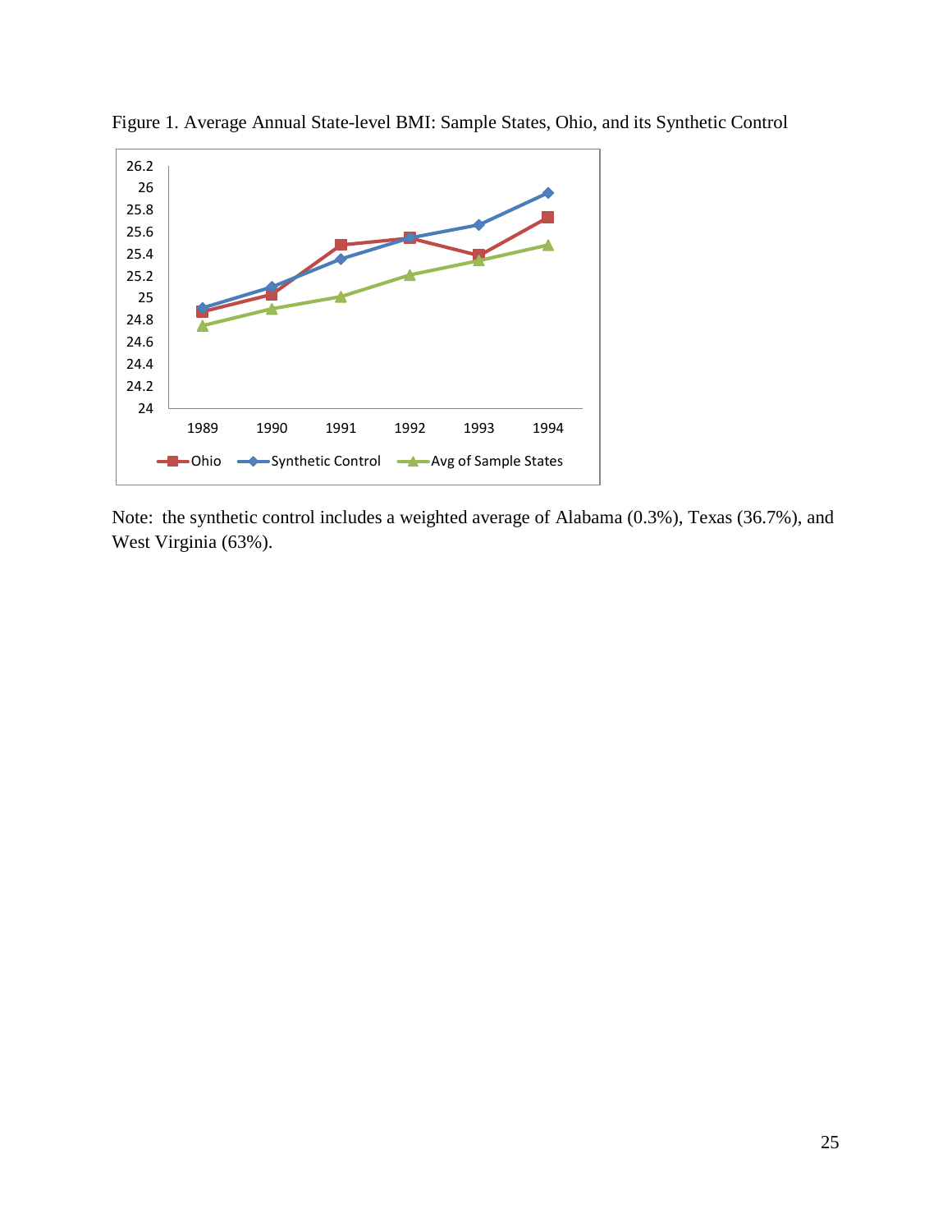Figure 1. Average Annual State-level BMI: Sample States, Ohio, and its Synthetic Control

Note: the synthetic control includes a weighted average of Alabama (0.3%), Texas (36.7%), and West Virginia (63%).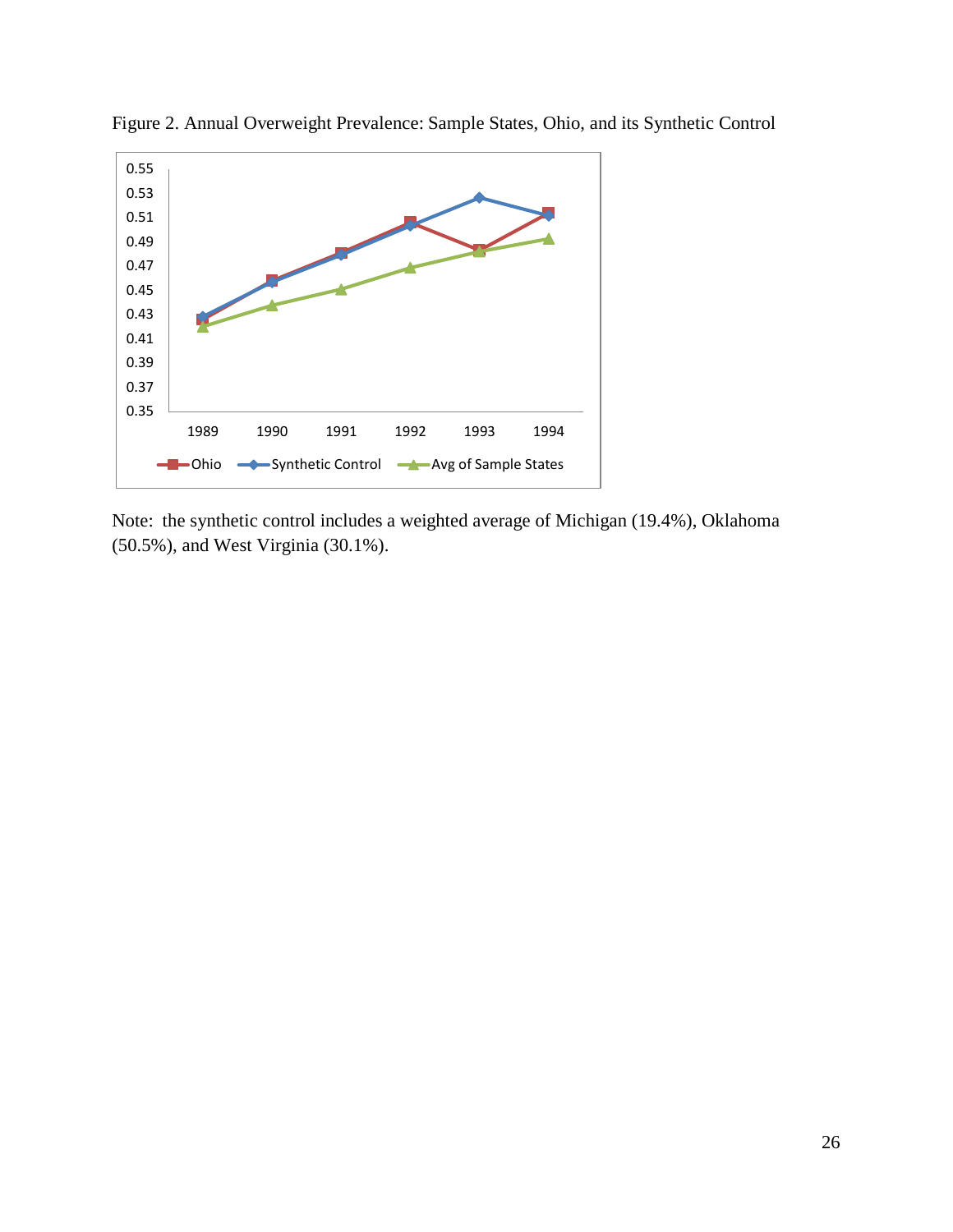Figure 2. Annual Overweight Prevalence: Sample States, Ohio, and its Synthetic Control

Note: the synthetic control includes a weighted average of Michigan (19.4%), Oklahoma (50.5%), and West Virginia (30.1%).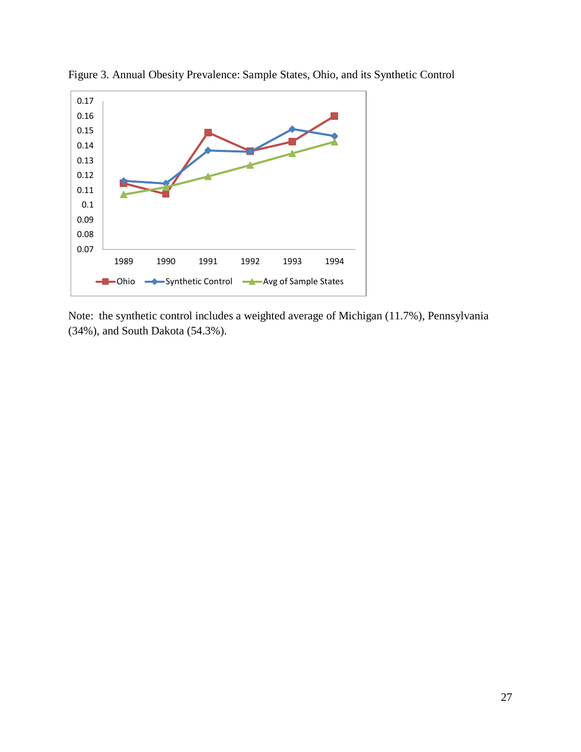Figure 3. Annual Obesity Prevalence: Sample States, Ohio, and its Synthetic Control

Note: the synthetic control includes a weighted average of Michigan (11.7%), Pennsylvania (34%), and South Dakota (54.3%).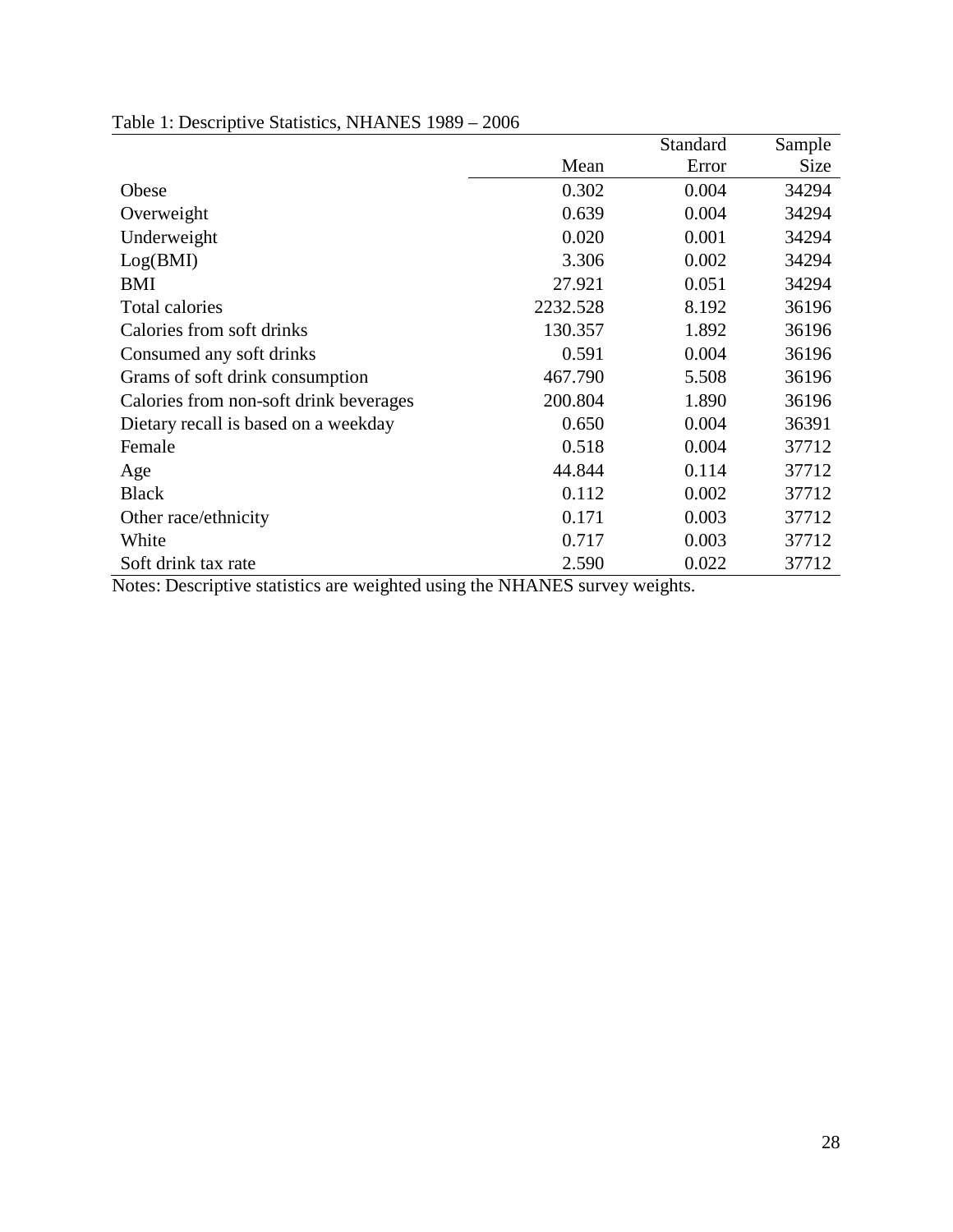Table 1: Descriptive Statistics, NHANES 1989 – 2006

| | Mean | Standard Error | Sample Size |
|---|---|---|---|
| Obese | 0.302 | 0.004 | 34294 |
| Overweight | 0.639 | 0.004 | 34294 |
| Underweight | 0.020 | 0.001 | 34294 |
| Log(BMI) | 3.306 | 0.002 | 34294 |
| BMI | 27.921 | 0.051 | 34294 |
| Total calories | 2232.528 | 8.192 | 36196 |
| Calories from soft drinks | 130.357 | 1.892 | 36196 |
| Consumed any soft drinks | 0.591 | 0.004 | 36196 |
| Grams of soft drink consumption | 467.790 | 5.508 | 36196 |
| Calories from non-soft drink beverages | 200.804 | 1.890 | 36196 |
| Dietary recall is based on a weekday | 0.650 | 0.004 | 36391 |
| Female | 0.518 | 0.004 | 37712 |
| Age | 44.844 | 0.114 | 37712 |
| Black | 0.112 | 0.002 | 37712 |
| Other race/ethnicity | 0.171 | 0.003 | 37712 |
| White | 0.717 | 0.003 | 37712 |
| Soft drink tax rate | 2.590 | 0.022 | 37712 |

Notes: Descriptive statistics are weighted using the NHANES survey weights.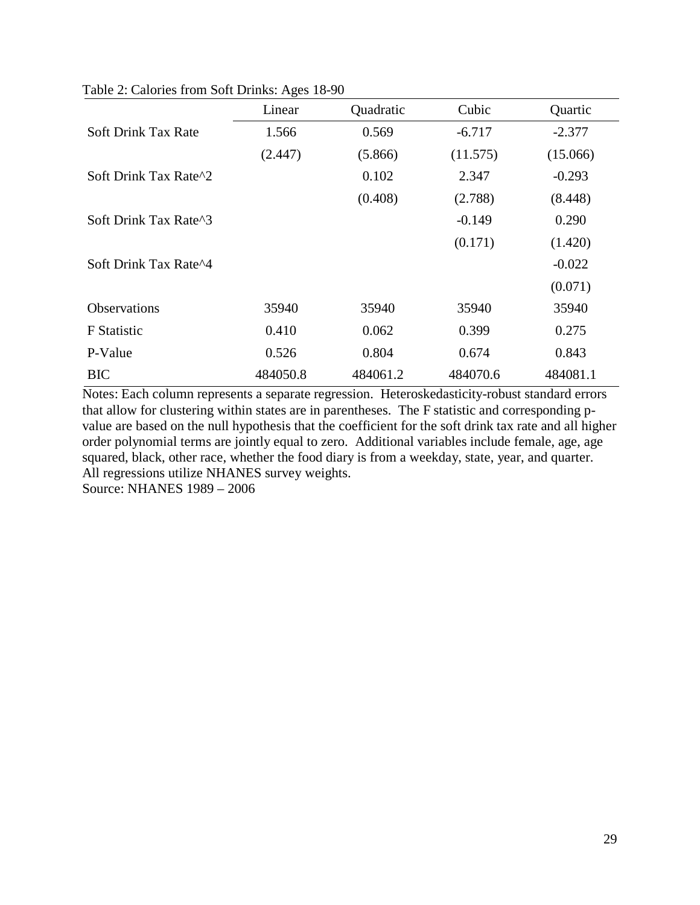Table 2: Calories from Soft Drinks: Ages 18-90

| | Linear | Quadratic | Cubic | Quartic |
|---|---|---|---|---|
| Soft Drink Tax Rate | 1.566 | 0.569 | -6.717 | -2.377 |
| | (2.447) | (5.866) | (11.575) | (15.066) |
| Soft Drink Tax Rate^2 | | 0.102 | 2.347 | -0.293 |
| | | (0.408) | (2.788) | (8.448) |
| Soft Drink Tax Rate^3 | | | -0.149 | 0.290 |
| | | | (0.171) | (1.420) |
| Soft Drink Tax Rate^4 | | | | -0.022 |
| | | | | (0.071) |
| Observations | 35940 | 35940 | 35940 | 35940 |
| F Statistic | 0.410 | 0.062 | 0.399 | 0.275 |
| P-Value | 0.526 | 0.804 | 0.674 | 0.843 |
| BIC | 484050.8 | 484061.2 | 484070.6 | 484081.1 |

Notes: Each column represents a separate regression. Heteroskedasticity-robust standard errors that allow for clustering within states are in parentheses. The F statistic and corresponding p-value are based on the null hypothesis that the coefficient for the soft drink tax rate and all higher order polynomial terms are jointly equal to zero. Additional variables include female, age, age squared, black, other race, whether the food diary is from a weekday, state, year, and quarter. All regressions utilize NHANES survey weights.
Source: NHANES 1989 – 2006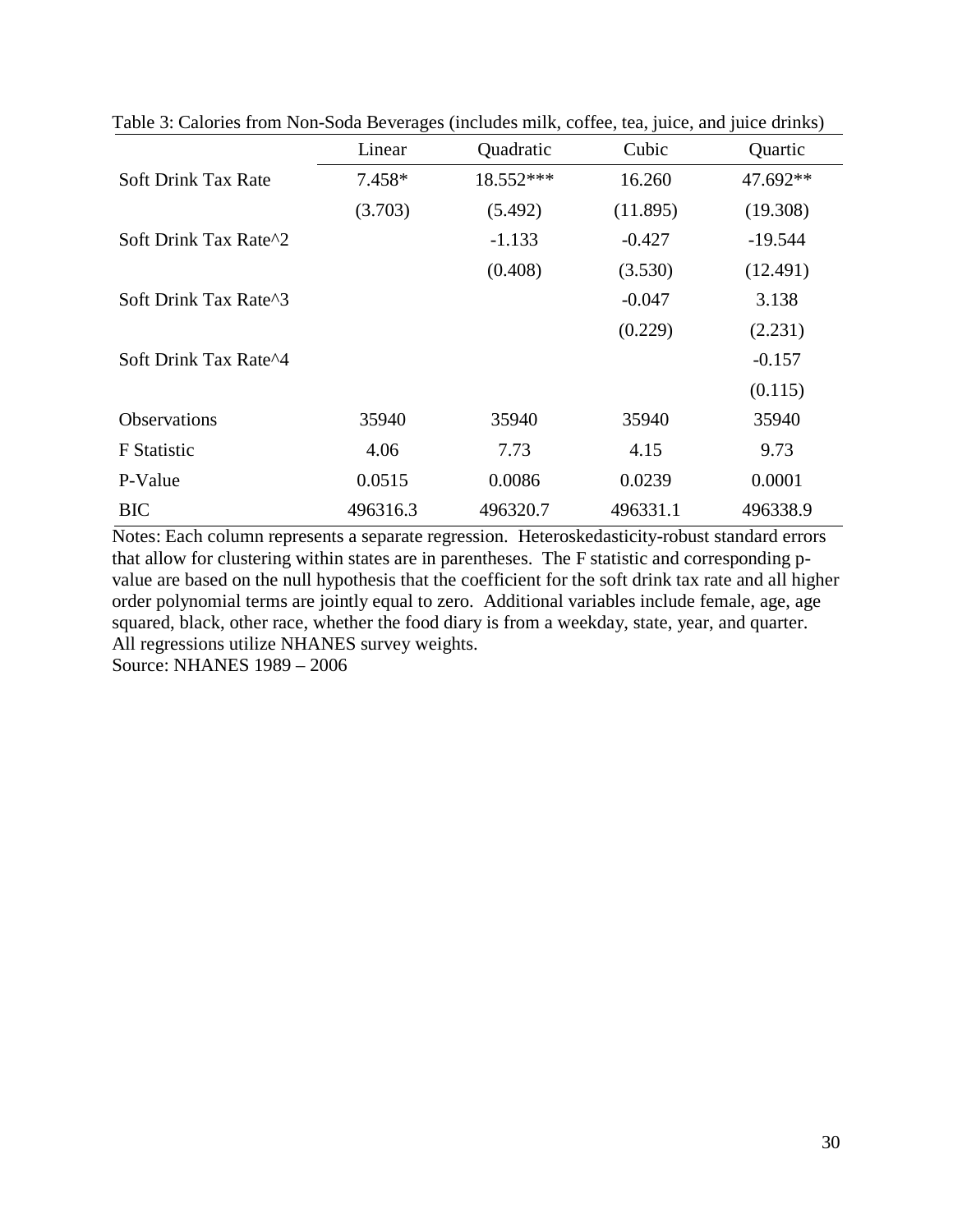Table 3: Calories from Non-Soda Beverages (includes milk, coffee, tea, juice, and juice drinks)

| | Linear | Quadratic | Cubic | Quartic |
|---|---|---|---|---|
| Soft Drink Tax Rate | 7.458* | 18.552*** | 16.260 | 47.692** |
| | (3.703) | (5.492) | (11.895) | (19.308) |
| Soft Drink Tax Rate^2 | | -1.133 | -0.427 | -19.544 |
| | | (0.408) | (3.530) | (12.491) |
| Soft Drink Tax Rate^3 | | | -0.047 | 3.138 |
| | | | (0.229) | (2.231) |
| Soft Drink Tax Rate^4 | | | | -0.157 |
| | | | | (0.115) |
| Observations | 35940 | 35940 | 35940 | 35940 |
| F Statistic | 4.06 | 7.73 | 4.15 | 9.73 |
| P-Value | 0.0515 | 0.0086 | 0.0239 | 0.0001 |
| BIC | 496316.3 | 496320.7 | 496331.1 | 496338.9 |

Notes: Each column represents a separate regression. Heteroskedasticity-robust standard errors that allow for clustering within states are in parentheses. The F statistic and corresponding p-value are based on the null hypothesis that the coefficient for the soft drink tax rate and all higher order polynomial terms are jointly equal to zero. Additional variables include female, age, age squared, black, other race, whether the food diary is from a weekday, state, year, and quarter. All regressions utilize NHANES survey weights.

Source: NHANES 1989 – 2006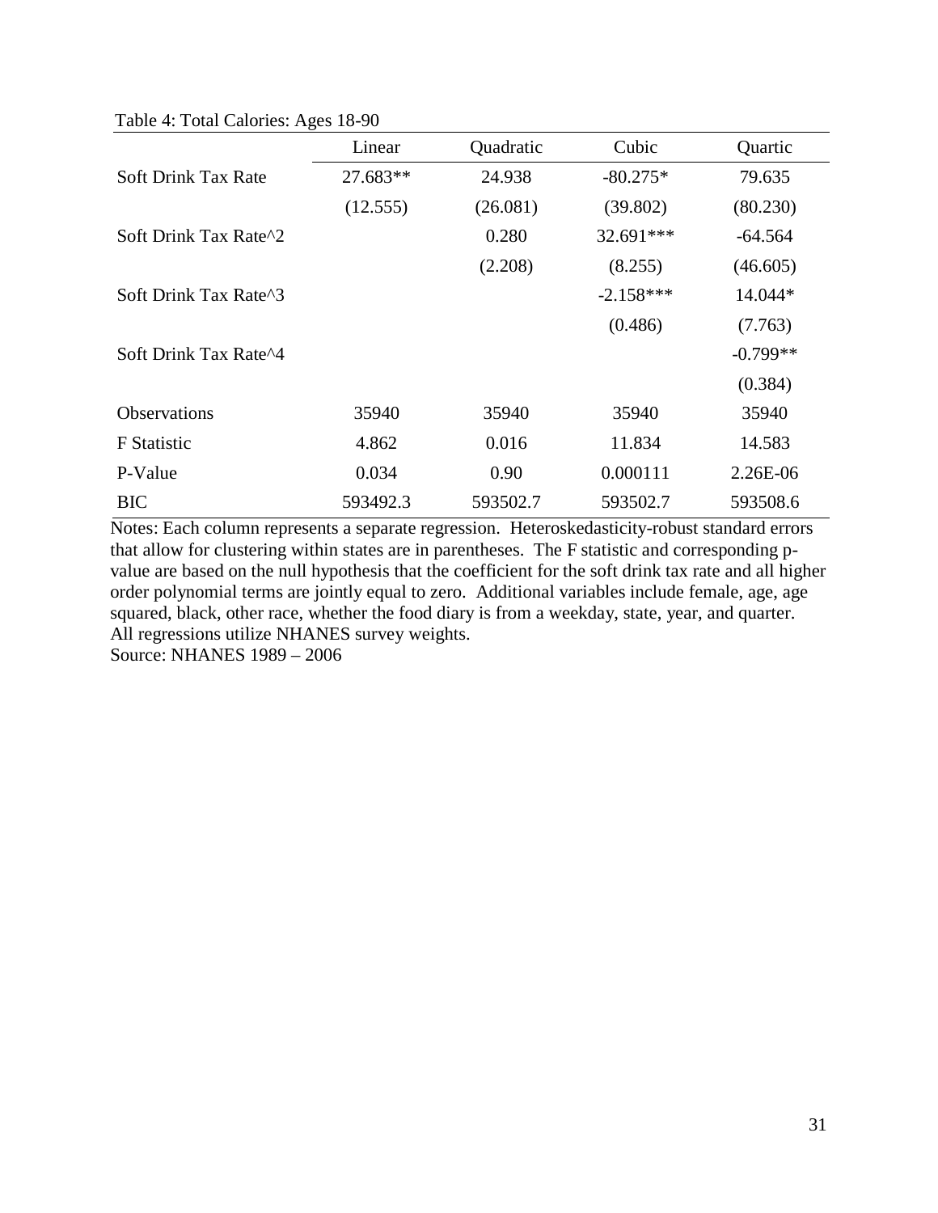Table 4: Total Calories: Ages 18-90

| | Linear | Quadratic | Cubic | Quartic |
|---|---|---|---|---|
| Soft Drink Tax Rate | 27.683** | 24.938 | -80.275* | 79.635 |
| | (12.555) | (26.081) | (39.802) | (80.230) |
| Soft Drink Tax Rate^2 | | 0.280 | 32.691*** | -64.564 |
| | | (2.208) | (8.255) | (46.605) |
| Soft Drink Tax Rate^3 | | | -2.158*** | 14.044* |
| | | | (0.486) | (7.763) |
| Soft Drink Tax Rate^4 | | | | -0.799** |
| | | | | (0.384) |
| Observations | 35940 | 35940 | 35940 | 35940 |
| F Statistic | 4.862 | 0.016 | 11.834 | 14.583 |
| P-Value | 0.034 | 0.90 | 0.000111 | 2.26E-06 |
| BIC | 593492.3 | 593502.7 | 593502.7 | 593508.6 |

Notes: Each column represents a separate regression. Heteroskedasticity-robust standard errors that allow for clustering within states are in parentheses. The F statistic and corresponding p-value are based on the null hypothesis that the coefficient for the soft drink tax rate and all higher order polynomial terms are jointly equal to zero. Additional variables include female, age, age squared, black, other race, whether the food diary is from a weekday, state, year, and quarter. All regressions utilize NHANES survey weights.

Source: NHANES 1989 – 2006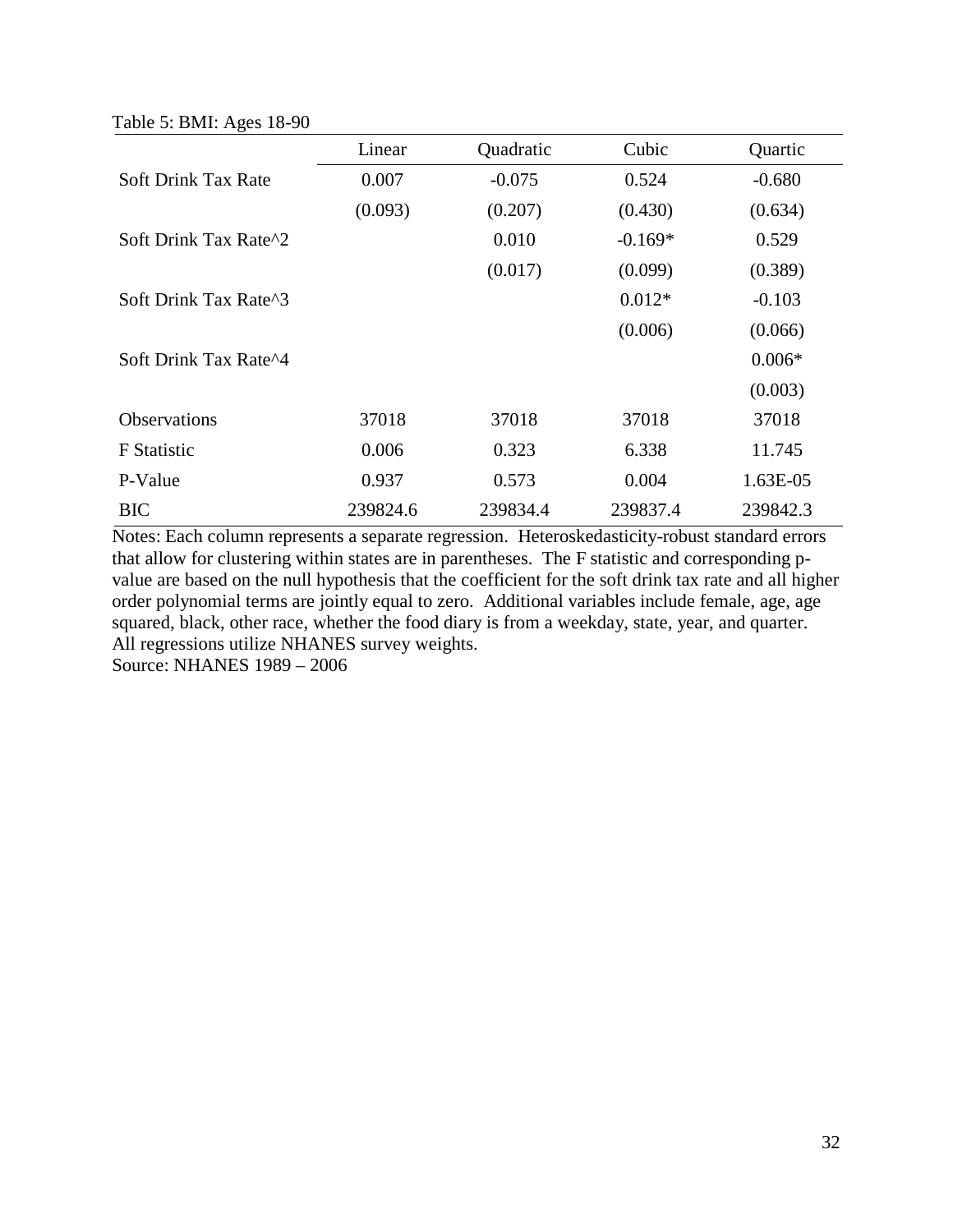Table 5: BMI: Ages 18-90

| | Linear | Quadratic | Cubic | Quartic |
|---|---|---|---|---|
| Soft Drink Tax Rate | 0.007 | -0.075 | 0.524 | -0.680 |
| | (0.093) | (0.207) | (0.430) | (0.634) |
| Soft Drink Tax Rate^2 | | 0.010 | -0.169* | 0.529 |
| | | (0.017) | (0.099) | (0.389) |
| Soft Drink Tax Rate^3 | | | 0.012* | -0.103 |
| | | | (0.006) | (0.066) |
| Soft Drink Tax Rate^4 | | | | 0.006* |
| | | | | (0.003) |
| Observations | 37018 | 37018 | 37018 | 37018 |
| F Statistic | 0.006 | 0.323 | 6.338 | 11.745 |
| P-Value | 0.937 | 0.573 | 0.004 | 1.63E-05 |
| BIC | 239824.6 | 239834.4 | 239837.4 | 239842.3 |

Notes: Each column represents a separate regression. Heteroskedasticity-robust standard errors that allow for clustering within states are in parentheses. The F statistic and corresponding p-value are based on the null hypothesis that the coefficient for the soft drink tax rate and all higher order polynomial terms are jointly equal to zero. Additional variables include female, age, age squared, black, other race, whether the food diary is from a weekday, state, year, and quarter. All regressions utilize NHANES survey weights.

Source: NHANES 1989 – 2006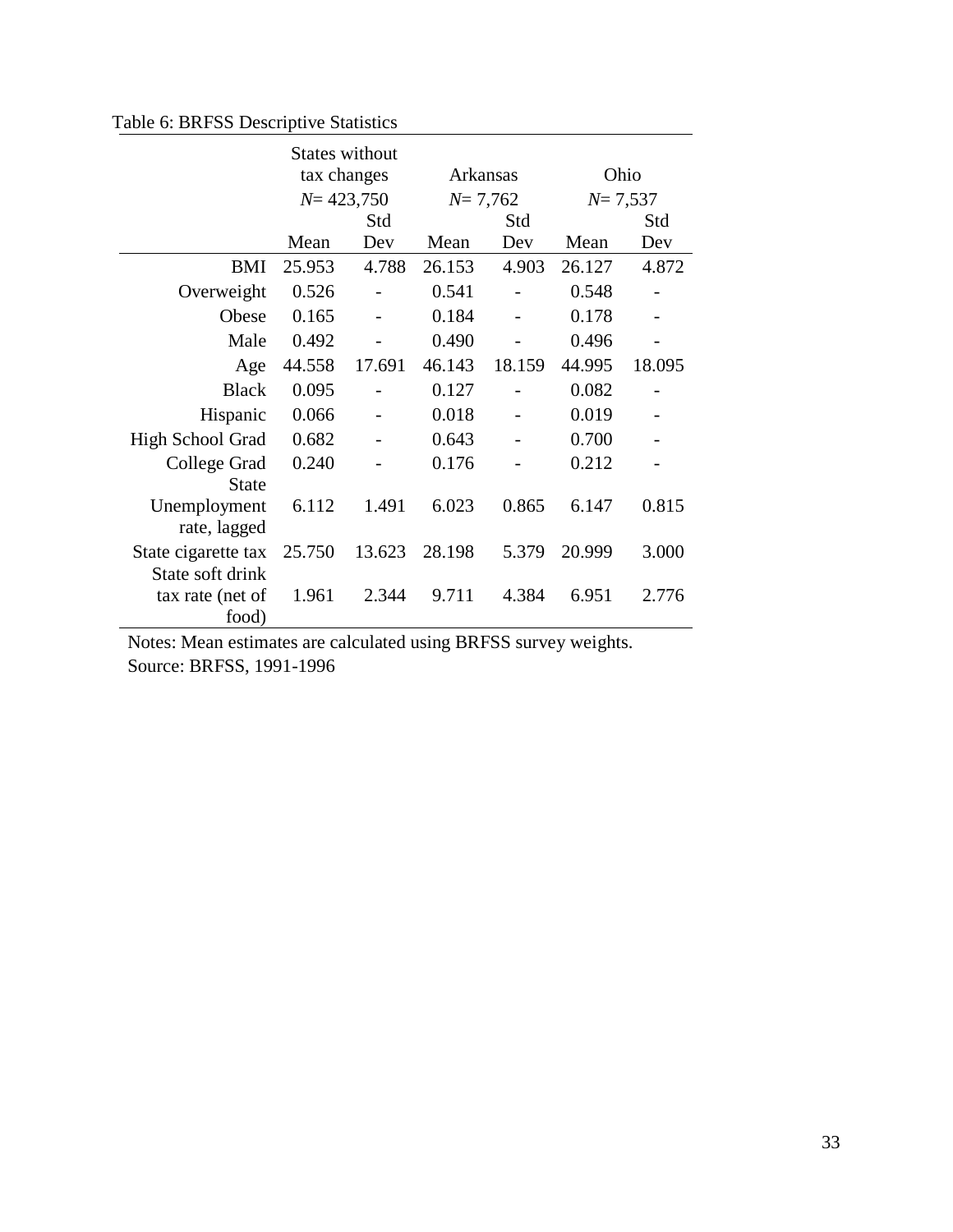Table 6: BRFSS Descriptive Statistics

| | States without tax changes $N$= 423,750 | | Arkansas $N$= 7,762 | | Ohio $N$= 7,537 | |
|---|---|---|---|---|---|---|
| | Mean | Std Dev | Mean | Std Dev | Mean | Std Dev |
| BMI | 25.953 | 4.788 | 26.153 | 4.903 | 26.127 | 4.872 |
| Overweight | 0.526 | - | 0.541 | - | 0.548 | - |
| Obese | 0.165 | - | 0.184 | - | 0.178 | - |
| Male | 0.492 | - | 0.490 | - | 0.496 | - |
| Age | 44.558 | 17.691 | 46.143 | 18.159 | 44.995 | 18.095 |
| Black | 0.095 | - | 0.127 | - | 0.082 | - |
| Hispanic | 0.066 | - | 0.018 | - | 0.019 | - |
| High School Grad | 0.682 | - | 0.643 | - | 0.700 | - |
| College Grad | 0.240 | - | 0.176 | - | 0.212 | - |
| State Unemployment rate, lagged | 6.112 | 1.491 | 6.023 | 0.865 | 6.147 | 0.815 |
| State cigarette tax | 25.750 | 13.623 | 28.198 | 5.379 | 20.999 | 3.000 |
| State soft drink tax rate (net of food) | 1.961 | 2.344 | 9.711 | 4.384 | 6.951 | 2.776 |

Notes: Mean estimates are calculated using BRFSS survey weights.
Source: BRFSS, 1991-1996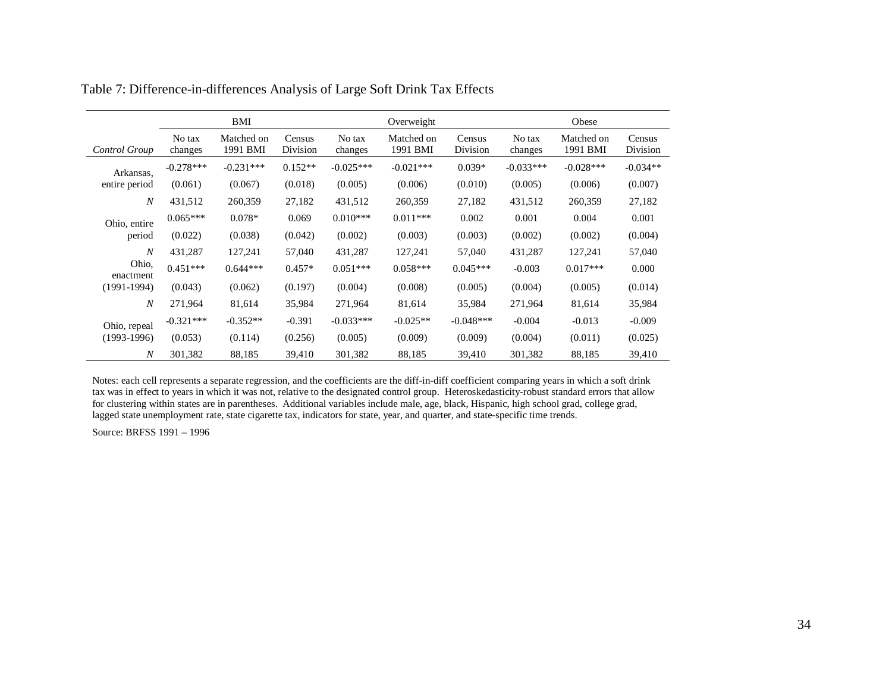Table 7: Difference-in-differences Analysis of Large Soft Drink Tax Effects

| | BMI | | | Overweight | | | Obese | | |
|---|---|---|---|---|---|---|---|---|---|
| *Control Group* | No tax changes | Matched on 1991 BMI | Census Division | No tax changes | Matched on 1991 BMI | Census Division | No tax changes | Matched on 1991 BMI | Census Division |
| Arkansas, entire period | -0.278*** | -0.231*** | 0.152** | -0.025*** | -0.021*** | 0.039* | -0.033*** | -0.028*** | -0.034** |
| | (0.061) | (0.067) | (0.018) | (0.005) | (0.006) | (0.010) | (0.005) | (0.006) | (0.007) |
| *N* | 431,512 | 260,359 | 27,182 | 431,512 | 260,359 | 27,182 | 431,512 | 260,359 | 27,182 |
| Ohio, entire period | 0.065*** | 0.078* | 0.069 | 0.010*** | 0.011*** | 0.002 | 0.001 | 0.004 | 0.001 |
| | (0.022) | (0.038) | (0.042) | (0.002) | (0.003) | (0.003) | (0.002) | (0.002) | (0.004) |
| *N* | 431,287 | 127,241 | 57,040 | 431,287 | 127,241 | 57,040 | 431,287 | 127,241 | 57,040 |
| Ohio, enactment (1991-1994) | 0.451*** | 0.644*** | 0.457* | 0.051*** | 0.058*** | 0.045*** | -0.003 | 0.017*** | 0.000 |
| | (0.043) | (0.062) | (0.197) | (0.004) | (0.008) | (0.005) | (0.004) | (0.005) | (0.014) |
| *N* | 271,964 | 81,614 | 35,984 | 271,964 | 81,614 | 35,984 | 271,964 | 81,614 | 35,984 |
| Ohio, repeal (1993-1996) | -0.321*** | -0.352** | -0.391 | -0.033*** | -0.025** | -0.048*** | -0.004 | -0.013 | -0.009 |
| | (0.053) | (0.114) | (0.256) | (0.005) | (0.009) | (0.009) | (0.004) | (0.011) | (0.025) |
| *N* | 301,382 | 88,185 | 39,410 | 301,382 | 88,185 | 39,410 | 301,382 | 88,185 | 39,410 |

Notes: each cell represents a separate regression, and the coefficients are the diff-in-diff coefficient comparing years in which a soft drink tax was in effect to years in which it was not, relative to the designated control group. Heteroskedasticity-robust standard errors that allow for clustering within states are in parentheses. Additional variables include male, age, black, Hispanic, high school grad, college grad, lagged state unemployment rate, state cigarette tax, indicators for state, year, and quarter, and state-specific time trends.

Source: BRFSS 1991 – 1996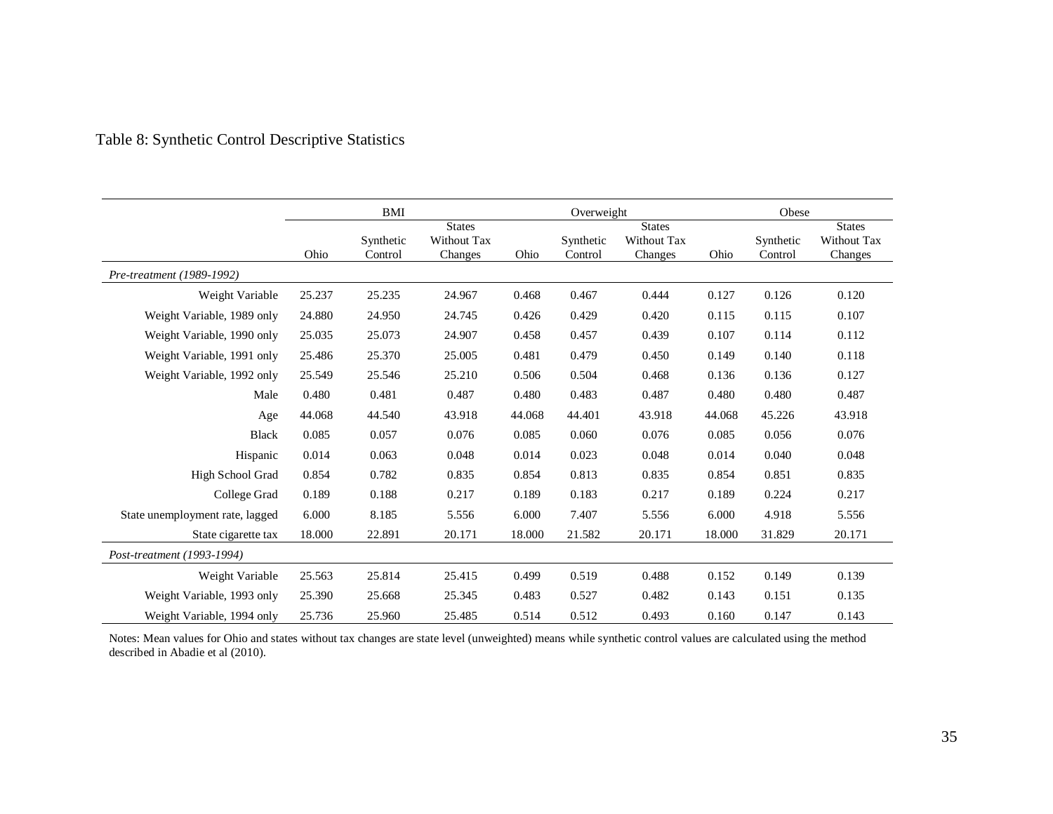Table 8: Synthetic Control Descriptive Statistics

| | BMI | | | Overweight | | | Obese | | |
|---|---|---|---|---|---|---|---|---|---|
| | Ohio | Synthetic Control | States Without Tax Changes | Ohio | Synthetic Control | States Without Tax Changes | Ohio | Synthetic Control | States Without Tax Changes |
| *Pre-treatment (1989-1992)* | | | | | | | | | |
| Weight Variable | 25.237 | 25.235 | 24.967 | 0.468 | 0.467 | 0.444 | 0.127 | 0.126 | 0.120 |
| Weight Variable, 1989 only | 24.880 | 24.950 | 24.745 | 0.426 | 0.429 | 0.420 | 0.115 | 0.115 | 0.107 |
| Weight Variable, 1990 only | 25.035 | 25.073 | 24.907 | 0.458 | 0.457 | 0.439 | 0.107 | 0.114 | 0.112 |
| Weight Variable, 1991 only | 25.486 | 25.370 | 25.005 | 0.481 | 0.479 | 0.450 | 0.149 | 0.140 | 0.118 |
| Weight Variable, 1992 only | 25.549 | 25.546 | 25.210 | 0.506 | 0.504 | 0.468 | 0.136 | 0.136 | 0.127 |
| Male | 0.480 | 0.481 | 0.487 | 0.480 | 0.483 | 0.487 | 0.480 | 0.480 | 0.487 |
| Age | 44.068 | 44.540 | 43.918 | 44.068 | 44.401 | 43.918 | 44.068 | 45.226 | 43.918 |
| Black | 0.085 | 0.057 | 0.076 | 0.085 | 0.060 | 0.076 | 0.085 | 0.056 | 0.076 |
| Hispanic | 0.014 | 0.063 | 0.048 | 0.014 | 0.023 | 0.048 | 0.014 | 0.040 | 0.048 |
| High School Grad | 0.854 | 0.782 | 0.835 | 0.854 | 0.813 | 0.835 | 0.854 | 0.851 | 0.835 |
| College Grad | 0.189 | 0.188 | 0.217 | 0.189 | 0.183 | 0.217 | 0.189 | 0.224 | 0.217 |
| State unemployment rate, lagged | 6.000 | 8.185 | 5.556 | 6.000 | 7.407 | 5.556 | 6.000 | 4.918 | 5.556 |
| State cigarette tax | 18.000 | 22.891 | 20.171 | 18.000 | 21.582 | 20.171 | 18.000 | 31.829 | 20.171 |
| *Post-treatment (1993-1994)* | | | | | | | | | |
| Weight Variable | 25.563 | 25.814 | 25.415 | 0.499 | 0.519 | 0.488 | 0.152 | 0.149 | 0.139 |
| Weight Variable, 1993 only | 25.390 | 25.668 | 25.345 | 0.483 | 0.527 | 0.482 | 0.143 | 0.151 | 0.135 |
| Weight Variable, 1994 only | 25.736 | 25.960 | 25.485 | 0.514 | 0.512 | 0.493 | 0.160 | 0.147 | 0.143 |

Notes: Mean values for Ohio and states without tax changes are state level (unweighted) means while synthetic control values are calculated using the method described in Abadie et al (2010).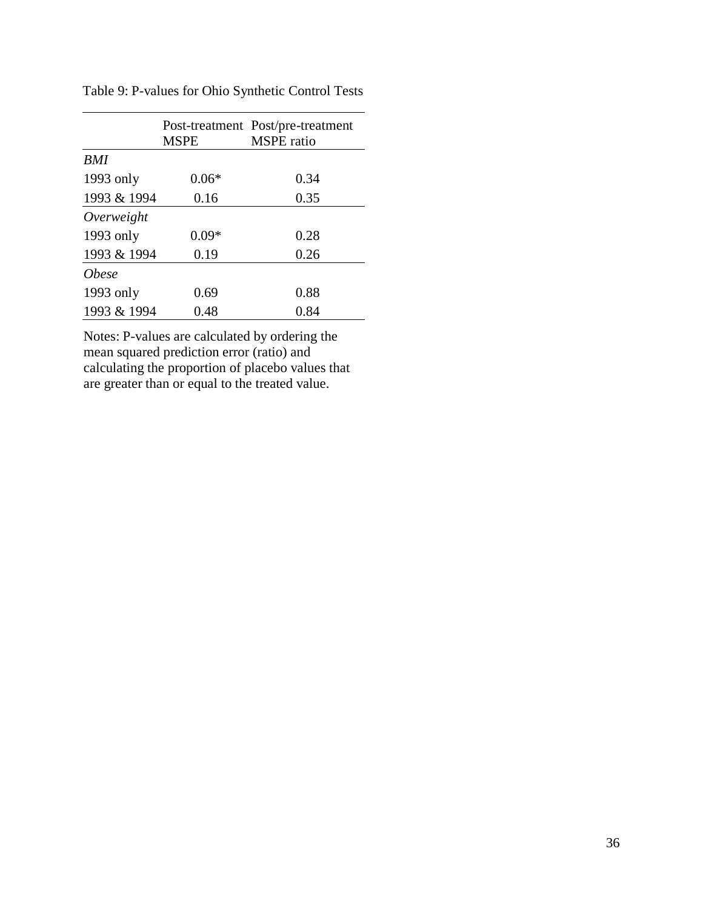Table 9: P-values for Ohio Synthetic Control Tests

| | Post-treatment MSPE | Post/pre-treatment MSPE ratio |
|---|---|---|
| *BMI* | | |
| 1993 only | 0.06* | 0.34 |
| 1993 & 1994 | 0.16 | 0.35 |
| *Overweight* | | |
| 1993 only | 0.09* | 0.28 |
| 1993 & 1994 | 0.19 | 0.26 |
| *Obese* | | |
| 1993 only | 0.69 | 0.88 |
| 1993 & 1994 | 0.48 | 0.84 |

Notes: P-values are calculated by ordering the mean squared prediction error (ratio) and calculating the proportion of placebo values that are greater than or equal to the treated value.